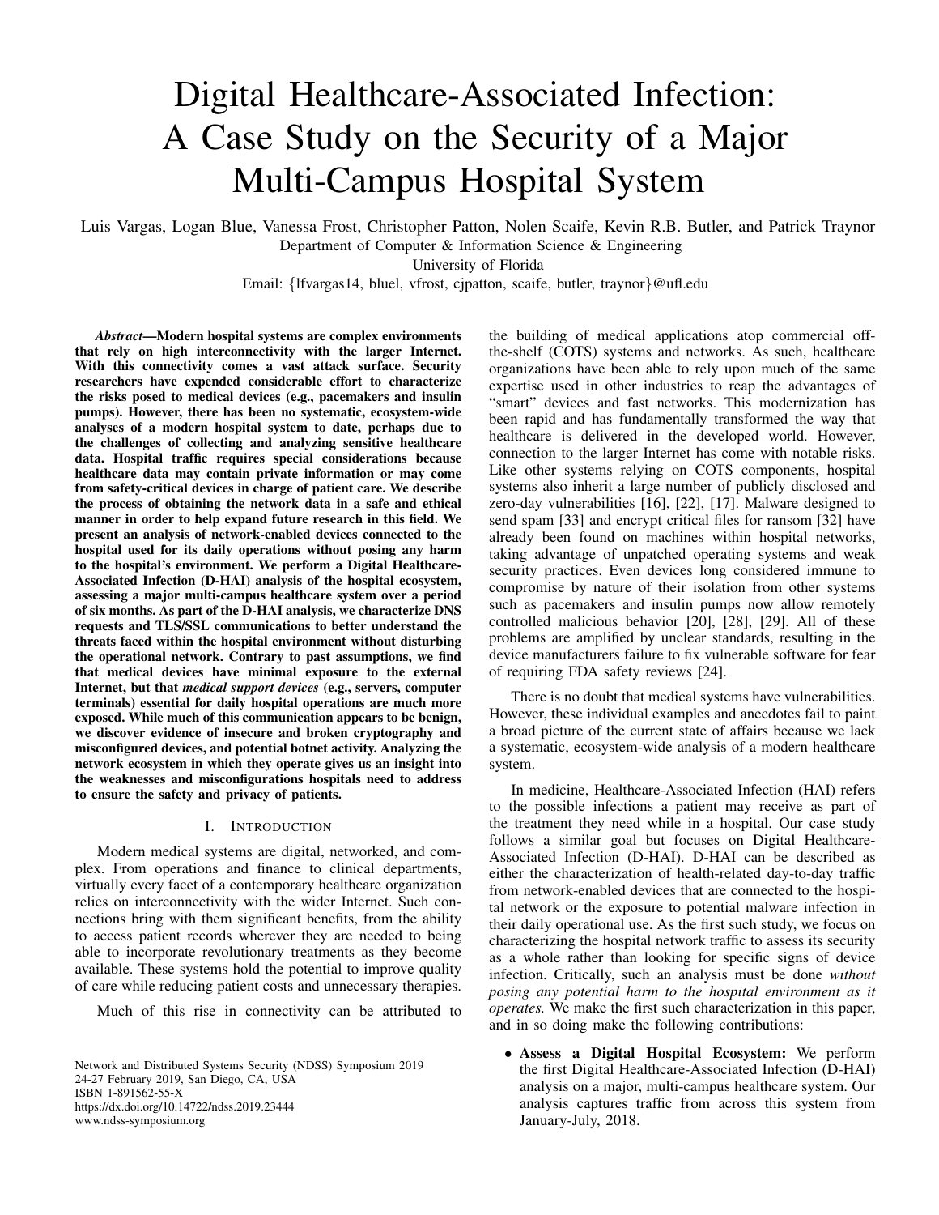# Digital Healthcare-Associated Infection: A Case Study on the Security of a Major Multi-Campus Hospital System

Luis Vargas, Logan Blue, Vanessa Frost, Christopher Patton, Nolen Scaife, Kevin R.B. Butler, and Patrick Traynor
Department of Computer & Information Science & Engineering
University of Florida
Email: {lfvargas14, bluel, vfrost, cjpatton, scaife, butler, traynor}@ufl.edu

***Abstract*—Modern hospital systems are complex environments that rely on high interconnectivity with the larger Internet. With this connectivity comes a vast attack surface. Security researchers have expended considerable effort to characterize the risks posed to medical devices (e.g., pacemakers and insulin pumps). However, there has been no systematic, ecosystem-wide analyses of a modern hospital system to date, perhaps due to the challenges of collecting and analyzing sensitive healthcare data. Hospital traffic requires special considerations because healthcare data may contain private information or may come from safety-critical devices in charge of patient care. We describe the process of obtaining the network data in a safe and ethical manner in order to help expand future research in this field. We present an analysis of network-enabled devices connected to the hospital used for its daily operations without posing any harm to the hospital's environment. We perform a Digital Healthcare-Associated Infection (D-HAI) analysis of the hospital ecosystem, assessing a major multi-campus healthcare system over a period of six months. As part of the D-HAI analysis, we characterize DNS requests and TLS/SSL communications to better understand the threats faced within the hospital environment without disturbing the operational network. Contrary to past assumptions, we find that medical devices have minimal exposure to the external Internet, but that *medical support devices* (e.g., servers, computer terminals) essential for daily hospital operations are much more exposed. While much of this communication appears to be benign, we discover evidence of insecure and broken cryptography and misconfigured devices, and potential botnet activity. Analyzing the network ecosystem in which they operate gives us an insight into the weaknesses and misconfigurations hospitals need to address to ensure the safety and privacy of patients.**

## I. Introduction

Modern medical systems are digital, networked, and complex. From operations and finance to clinical departments, virtually every facet of a contemporary healthcare organization relies on interconnectivity with the wider Internet. Such connections bring with them significant benefits, from the ability to access patient records wherever they are needed to being able to incorporate revolutionary treatments as they become available. These systems hold the potential to improve quality of care while reducing patient costs and unnecessary therapies.

Much of this rise in connectivity can be attributed to the building of medical applications atop commercial off-the-shelf (COTS) systems and networks. As such, healthcare organizations have been able to rely upon much of the same expertise used in other industries to reap the advantages of "smart" devices and fast networks. This modernization has been rapid and has fundamentally transformed the way that healthcare is delivered in the developed world. However, connection to the larger Internet has come with notable risks. Like other systems relying on COTS components, hospital systems also inherit a large number of publicly disclosed and zero-day vulnerabilities [16], [22], [17]. Malware designed to send spam [33] and encrypt critical files for ransom [32] have already been found on machines within hospital networks, taking advantage of unpatched operating systems and weak security practices. Even devices long considered immune to compromise by nature of their isolation from other systems such as pacemakers and insulin pumps now allow remotely controlled malicious behavior [20], [28], [29]. All of these problems are amplified by unclear standards, resulting in the device manufacturers failure to fix vulnerable software for fear of requiring FDA safety reviews [24].

There is no doubt that medical systems have vulnerabilities. However, these individual examples and anecdotes fail to paint a broad picture of the current state of affairs because we lack a systematic, ecosystem-wide analysis of a modern healthcare system.

In medicine, Healthcare-Associated Infection (HAI) refers to the possible infections a patient may receive as part of the treatment they need while in a hospital. Our case study follows a similar goal but focuses on Digital Healthcare-Associated Infection (D-HAI). D-HAI can be described as either the characterization of health-related day-to-day traffic from network-enabled devices that are connected to the hospital network or the exposure to potential malware infection in their daily operational use. As the first such study, we focus on characterizing the hospital network traffic to assess its security as a whole rather than looking for specific signs of device infection. Critically, such an analysis must be done *without posing any potential harm to the hospital environment as it operates.* We make the first such characterization in this paper, and in so doing make the following contributions:

- **Assess a Digital Hospital Ecosystem:** We perform the first Digital Healthcare-Associated Infection (D-HAI) analysis on a major, multi-campus healthcare system. Our analysis captures traffic from across this system from January-July, 2018.

Network and Distributed Systems Security (NDSS) Symposium 2019
24-27 February 2019, San Diego, CA, USA
ISBN 1-891562-55-X
https://dx.doi.org/10.14722/ndss.2019.23444
www.ndss-symposium.org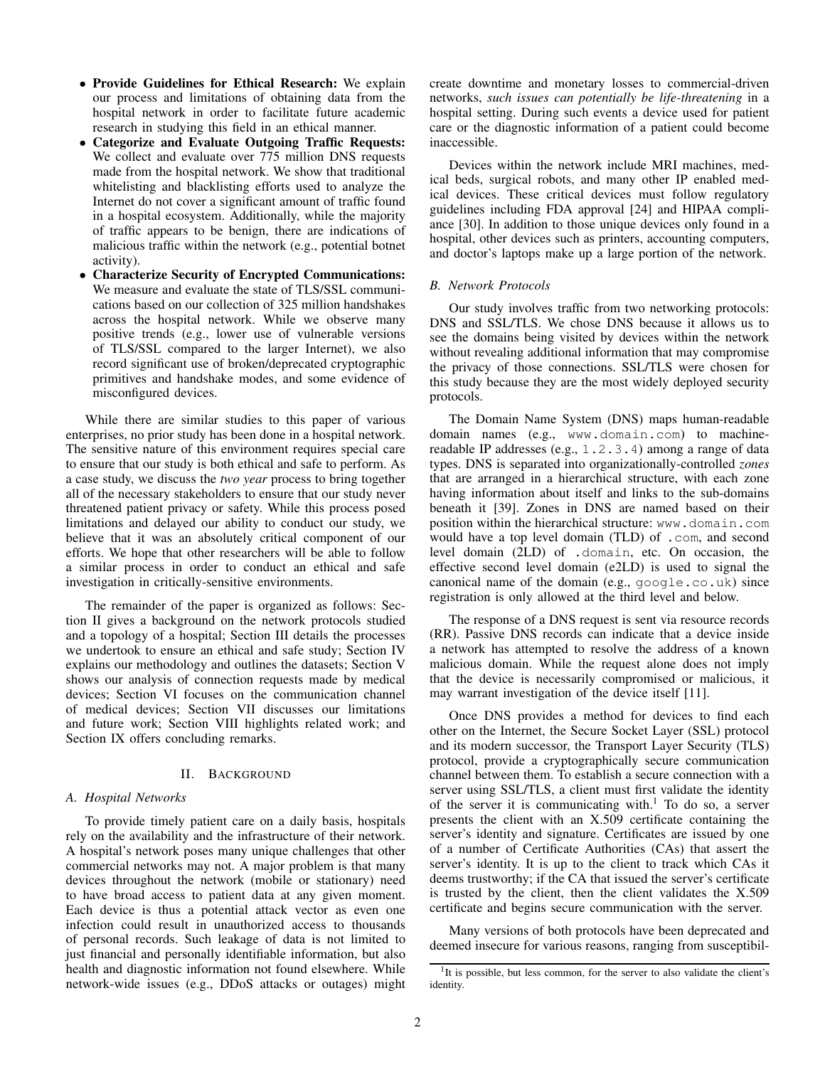- **Provide Guidelines for Ethical Research:** We explain our process and limitations of obtaining data from the hospital network in order to facilitate future academic research in studying this field in an ethical manner.
- **Categorize and Evaluate Outgoing Traffic Requests:** We collect and evaluate over 775 million DNS requests made from the hospital network. We show that traditional whitelisting and blacklisting efforts used to analyze the Internet do not cover a significant amount of traffic found in a hospital ecosystem. Additionally, while the majority of traffic appears to be benign, there are indications of malicious traffic within the network (e.g., potential botnet activity).
- **Characterize Security of Encrypted Communications:** We measure and evaluate the state of TLS/SSL communications based on our collection of 325 million handshakes across the hospital network. While we observe many positive trends (e.g., lower use of vulnerable versions of TLS/SSL compared to the larger Internet), we also record significant use of broken/deprecated cryptographic primitives and handshake modes, and some evidence of misconfigured devices.

While there are similar studies to this paper of various enterprises, no prior study has been done in a hospital network. The sensitive nature of this environment requires special care to ensure that our study is both ethical and safe to perform. As a case study, we discuss the *two year* process to bring together all of the necessary stakeholders to ensure that our study never threatened patient privacy or safety. While this process posed limitations and delayed our ability to conduct our study, we believe that it was an absolutely critical component of our efforts. We hope that other researchers will be able to follow a similar process in order to conduct an ethical and safe investigation in critically-sensitive environments.

The remainder of the paper is organized as follows: Section II gives a background on the network protocols studied and a topology of a hospital; Section III details the processes we undertook to ensure an ethical and safe study; Section IV explains our methodology and outlines the datasets; Section V shows our analysis of connection requests made by medical devices; Section VI focuses on the communication channel of medical devices; Section VII discusses our limitations and future work; Section VIII highlights related work; and Section IX offers concluding remarks.

## II. Background

### A. Hospital Networks

To provide timely patient care on a daily basis, hospitals rely on the availability and the infrastructure of their network. A hospital's network poses many unique challenges that other commercial networks may not. A major problem is that many devices throughout the network (mobile or stationary) need to have broad access to patient data at any given moment. Each device is thus a potential attack vector as even one infection could result in unauthorized access to thousands of personal records. Such leakage of data is not limited to just financial and personally identifiable information, but also health and diagnostic information not found elsewhere. While network-wide issues (e.g., DDoS attacks or outages) might create downtime and monetary losses to commercial-driven networks, *such issues can potentially be life-threatening* in a hospital setting. During such events a device used for patient care or the diagnostic information of a patient could become inaccessible.

Devices within the network include MRI machines, medical beds, surgical robots, and many other IP enabled medical devices. These critical devices must follow regulatory guidelines including FDA approval [24] and HIPAA compliance [30]. In addition to those unique devices only found in a hospital, other devices such as printers, accounting computers, and doctor's laptops make up a large portion of the network.

### B. Network Protocols

Our study involves traffic from two networking protocols: DNS and SSL/TLS. We chose DNS because it allows us to see the domains being visited by devices within the network without revealing additional information that may compromise the privacy of those connections. SSL/TLS were chosen for this study because they are the most widely deployed security protocols.

The Domain Name System (DNS) maps human-readable domain names (e.g., `www.domain.com`) to machine-readable IP addresses (e.g., `1.2.3.4`) among a range of data types. DNS is separated into organizationally-controlled *zones* that are arranged in a hierarchical structure, with each zone having information about itself and links to the sub-domains beneath it [39]. Zones in DNS are named based on their position within the hierarchical structure: `www.domain.com` would have a top level domain (TLD) of `.com`, and second level domain (2LD) of `.domain`, etc. On occasion, the effective second level domain (e2LD) is used to signal the canonical name of the domain (e.g., `google.co.uk`) since registration is only allowed at the third level and below.

The response of a DNS request is sent via resource records (RR). Passive DNS records can indicate that a device inside a network has attempted to resolve the address of a known malicious domain. While the request alone does not imply that the device is necessarily compromised or malicious, it may warrant investigation of the device itself [11].

Once DNS provides a method for devices to find each other on the Internet, the Secure Socket Layer (SSL) protocol and its modern successor, the Transport Layer Security (TLS) protocol, provide a cryptographically secure communication channel between them. To establish a secure connection with a server using SSL/TLS, a client must first validate the identity of the server it is communicating with.[1] To do so, a server presents the client with an X.509 certificate containing the server's identity and signature. Certificates are issued by one of a number of Certificate Authorities (CAs) that assert the server's identity. It is up to the client to track which CAs it deems trustworthy; if the CA that issued the server's certificate is trusted by the client, then the client validates the X.509 certificate and begins secure communication with the server.

Many versions of both protocols have been deprecated and deemed insecure for various reasons, ranging from susceptibil-

[1] It is possible, but less common, for the server to also validate the client's identity.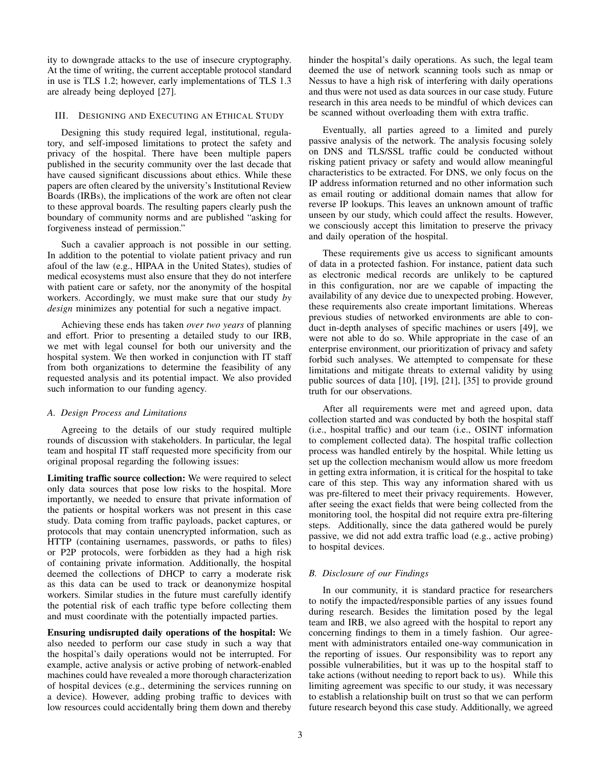ity to downgrade attacks to the use of insecure cryptography. At the time of writing, the current acceptable protocol standard in use is TLS 1.2; however, early implementations of TLS 1.3 are already being deployed [27].

## III. Designing and Executing an Ethical Study

Designing this study required legal, institutional, regulatory, and self-imposed limitations to protect the safety and privacy of the hospital. There have been multiple papers published in the security community over the last decade that have caused significant discussions about ethics. While these papers are often cleared by the university's Institutional Review Boards (IRBs), the implications of the work are often not clear to these approval boards. The resulting papers clearly push the boundary of community norms and are published "asking for forgiveness instead of permission."

Such a cavalier approach is not possible in our setting. In addition to the potential to violate patient privacy and run afoul of the law (e.g., HIPAA in the United States), studies of medical ecosystems must also ensure that they do not interfere with patient care or safety, nor the anonymity of the hospital workers. Accordingly, we must make sure that our study *by design* minimizes any potential for such a negative impact.

Achieving these ends has taken *over two years* of planning and effort. Prior to presenting a detailed study to our IRB, we met with legal counsel for both our university and the hospital system. We then worked in conjunction with IT staff from both organizations to determine the feasibility of any requested analysis and its potential impact. We also provided such information to our funding agency.

### A. Design Process and Limitations

Agreeing to the details of our study required multiple rounds of discussion with stakeholders. In particular, the legal team and hospital IT staff requested more specificity from our original proposal regarding the following issues:

**Limiting traffic source collection:** We were required to select only data sources that pose low risks to the hospital. More importantly, we needed to ensure that private information of the patients or hospital workers was not present in this case study. Data coming from traffic payloads, packet captures, or protocols that may contain unencrypted information, such as HTTP (containing usernames, passwords, or paths to files) or P2P protocols, were forbidden as they had a high risk of containing private information. Additionally, the hospital deemed the collections of DHCP to carry a moderate risk as this data can be used to track or deanonymize hospital workers. Similar studies in the future must carefully identify the potential risk of each traffic type before collecting them and must coordinate with the potentially impacted parties.

**Ensuring undisrupted daily operations of the hospital:** We also needed to perform our case study in such a way that the hospital's daily operations would not be interrupted. For example, active analysis or active probing of network-enabled machines could have revealed a more thorough characterization of hospital devices (e.g., determining the services running on a device). However, adding probing traffic to devices with low resources could accidentally bring them down and thereby hinder the hospital's daily operations. As such, the legal team deemed the use of network scanning tools such as nmap or Nessus to have a high risk of interfering with daily operations and thus were not used as data sources in our case study. Future research in this area needs to be mindful of which devices can be scanned without overloading them with extra traffic.

Eventually, all parties agreed to a limited and purely passive analysis of the network. The analysis focusing solely on DNS and TLS/SSL traffic could be conducted without risking patient privacy or safety and would allow meaningful characteristics to be extracted. For DNS, we only focus on the IP address information returned and no other information such as email routing or additional domain names that allow for reverse IP lookups. This leaves an unknown amount of traffic unseen by our study, which could affect the results. However, we consciously accept this limitation to preserve the privacy and daily operation of the hospital.

These requirements give us access to significant amounts of data in a protected fashion. For instance, patient data such as electronic medical records are unlikely to be captured in this configuration, nor are we capable of impacting the availability of any device due to unexpected probing. However, these requirements also create important limitations. Whereas previous studies of networked environments are able to conduct in-depth analyses of specific machines or users [49], we were not able to do so. While appropriate in the case of an enterprise environment, our prioritization of privacy and safety forbid such analyses. We attempted to compensate for these limitations and mitigate threats to external validity by using public sources of data [10], [19], [21], [35] to provide ground truth for our observations.

After all requirements were met and agreed upon, data collection started and was conducted by both the hospital staff (i.e., hospital traffic) and our team (i.e., OSINT information to complement collected data). The hospital traffic collection process was handled entirely by the hospital. While letting us set up the collection mechanism would allow us more freedom in getting extra information, it is critical for the hospital to take care of this step. This way any information shared with us was pre-filtered to meet their privacy requirements. However, after seeing the exact fields that were being collected from the monitoring tool, the hospital did not require extra pre-filtering steps. Additionally, since the data gathered would be purely passive, we did not add extra traffic load (e.g., active probing) to hospital devices.

### B. Disclosure of our Findings

In our community, it is standard practice for researchers to notify the impacted/responsible parties of any issues found during research. Besides the limitation posed by the legal team and IRB, we also agreed with the hospital to report any concerning findings to them in a timely fashion. Our agreement with administrators entailed one-way communication in the reporting of issues. Our responsibility was to report any possible vulnerabilities, but it was up to the hospital staff to take actions (without needing to report back to us). While this limiting agreement was specific to our study, it was necessary to establish a relationship built on trust so that we can perform future research beyond this case study. Additionally, we agreed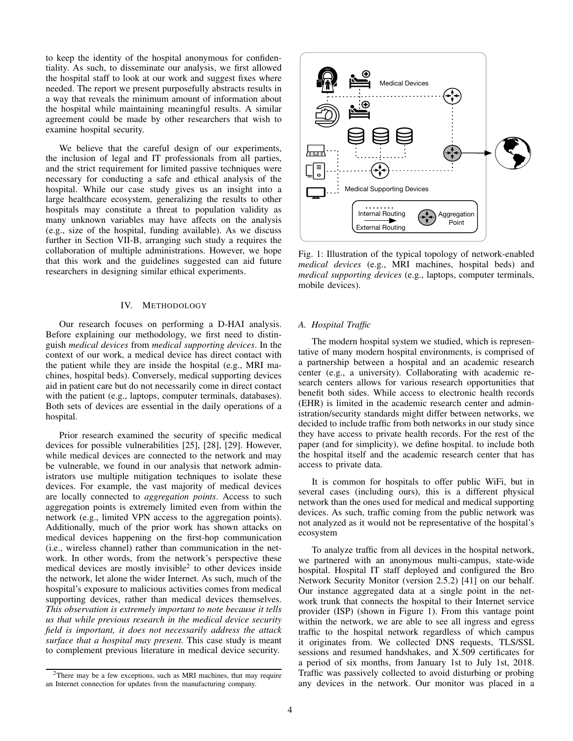to keep the identity of the hospital anonymous for confidentiality. As such, to disseminate our analysis, we first allowed the hospital staff to look at our work and suggest fixes where needed. The report we present purposefully abstracts results in a way that reveals the minimum amount of information about the hospital while maintaining meaningful results. A similar agreement could be made by other researchers that wish to examine hospital security.

We believe that the careful design of our experiments, the inclusion of legal and IT professionals from all parties, and the strict requirement for limited passive techniques were necessary for conducting a safe and ethical analysis of the hospital. While our case study gives us an insight into a large healthcare ecosystem, generalizing the results to other hospitals may constitute a threat to population validity as many unknown variables may have affects on the analysis (e.g., size of the hospital, funding available). As we discuss further in Section VII-B, arranging such study a requires the collaboration of multiple administrations. However, we hope that this work and the guidelines suggested can aid future researchers in designing similar ethical experiments.

## IV. Methodology

Our research focuses on performing a D-HAI analysis. Before explaining our methodology, we first need to distinguish *medical devices* from *medical supporting devices*. In the context of our work, a medical device has direct contact with the patient while they are inside the hospital (e.g., MRI machines, hospital beds). Conversely, medical supporting devices aid in patient care but do not necessarily come in direct contact with the patient (e.g., laptops, computer terminals, databases). Both sets of devices are essential in the daily operations of a hospital.

Prior research examined the security of specific medical devices for possible vulnerabilities [25], [28], [29]. However, while medical devices are connected to the network and may be vulnerable, we found in our analysis that network administrators use multiple mitigation techniques to isolate these devices. For example, the vast majority of medical devices are locally connected to *aggregation points*. Access to such aggregation points is extremely limited even from within the network (e.g., limited VPN access to the aggregation points). Additionally, much of the prior work has shown attacks on medical devices happening on the first-hop communication (i.e., wireless channel) rather than communication in the network. In other words, from the network's perspective these medical devices are mostly invisible[2] to other devices inside the network, let alone the wider Internet. As such, much of the hospital's exposure to malicious activities comes from medical supporting devices, rather than medical devices themselves. *This observation is extremely important to note because it tells us that while previous research in the medical device security field is important, it does not necessarily address the attack surface that a hospital may present.* This case study is meant to complement previous literature in medical device security.

[2]There may be a few exceptions, such as MRI machines, that may require an Internet connection for updates from the manufacturing company.

Fig. 1: Illustration of the typical topology of network-enabled *medical devices* (e.g., MRI machines, hospital beds) and *medical supporting devices* (e.g., laptops, computer terminals, mobile devices).

### A. Hospital Traffic

The modern hospital system we studied, which is representative of many modern hospital environments, is comprised of a partnership between a hospital and an academic research center (e.g., a university). Collaborating with academic research centers allows for various research opportunities that benefit both sides. While access to electronic health records (EHR) is limited in the academic research center and administration/security standards might differ between networks, we decided to include traffic from both networks in our study since they have access to private health records. For the rest of the paper (and for simplicity), we define hospital. to include both the hospital itself and the academic research center that has access to private data.

It is common for hospitals to offer public WiFi, but in several cases (including ours), this is a different physical network than the ones used for medical and medical supporting devices. As such, traffic coming from the public network was not analyzed as it would not be representative of the hospital's ecosystem

To analyze traffic from all devices in the hospital network, we partnered with an anonymous multi-campus, state-wide hospital. Hospital IT staff deployed and configured the Bro Network Security Monitor (version 2.5.2) [41] on our behalf. Our instance aggregated data at a single point in the network trunk that connects the hospital to their Internet service provider (ISP) (shown in Figure 1). From this vantage point within the network, we are able to see all ingress and egress traffic to the hospital network regardless of which campus it originates from. We collected DNS requests, TLS/SSL sessions and resumed handshakes, and X.509 certificates for a period of six months, from January 1st to July 1st, 2018. Traffic was passively collected to avoid disturbing or probing any devices in the network. Our monitor was placed in a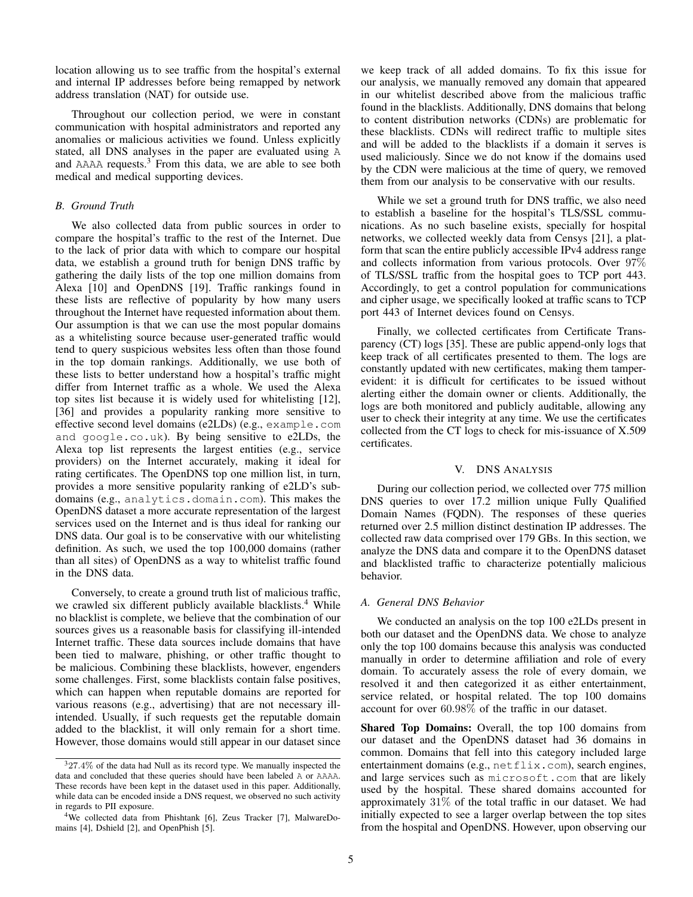location allowing us to see traffic from the hospital's external and internal IP addresses before being remapped by network address translation (NAT) for outside use.

Throughout our collection period, we were in constant communication with hospital administrators and reported any anomalies or malicious activities we found. Unless explicitly stated, all DNS analyses in the paper are evaluated using `A` and `AAAA` requests.[3] From this data, we are able to see both medical and medical supporting devices.

### B. Ground Truth

We also collected data from public sources in order to compare the hospital's traffic to the rest of the Internet. Due to the lack of prior data with which to compare our hospital data, we establish a ground truth for benign DNS traffic by gathering the daily lists of the top one million domains from Alexa [10] and OpenDNS [19]. Traffic rankings found in these lists are reflective of popularity by how many users throughout the Internet have requested information about them. Our assumption is that we can use the most popular domains as a whitelisting source because user-generated traffic would tend to query suspicious websites less often than those found in the top domain rankings. Additionally, we use both of these lists to better understand how a hospital's traffic might differ from Internet traffic as a whole. We used the Alexa top sites list because it is widely used for whitelisting [12], [36] and provides a popularity ranking more sensitive to effective second level domains (e2LDs) (e.g., `example.com and google.co.uk`). By being sensitive to e2LDs, the Alexa top list represents the largest entities (e.g., service providers) on the Internet accurately, making it ideal for rating certificates. The OpenDNS top one million list, in turn, provides a more sensitive popularity ranking of e2LD's subdomains (e.g., `analytics.domain.com`). This makes the OpenDNS dataset a more accurate representation of the largest services used on the Internet and is thus ideal for ranking our DNS data. Our goal is to be conservative with our whitelisting definition. As such, we used the top 100,000 domains (rather than all sites) of OpenDNS as a way to whitelist traffic found in the DNS data.

Conversely, to create a ground truth list of malicious traffic, we crawled six different publicly available blacklists.[4] While no blacklist is complete, we believe that the combination of our sources gives us a reasonable basis for classifying ill-intended Internet traffic. These data sources include domains that have been tied to malware, phishing, or other traffic thought to be malicious. Combining these blacklists, however, engenders some challenges. First, some blacklists contain false positives, which can happen when reputable domains are reported for various reasons (e.g., advertising) that are not necessary ill-intended. Usually, if such requests get the reputable domain added to the blacklist, it will only remain for a short time. However, those domains would still appear in our dataset since we keep track of all added domains. To fix this issue for our analysis, we manually removed any domain that appeared in our whitelist described above from the malicious traffic found in the blacklists. Additionally, DNS domains that belong to content distribution networks (CDNs) are problematic for these blacklists. CDNs will redirect traffic to multiple sites and will be added to the blacklists if a domain it serves is used maliciously. Since we do not know if the domains used by the CDN were malicious at the time of query, we removed them from our analysis to be conservative with our results.

While we set a ground truth for DNS traffic, we also need to establish a baseline for the hospital's TLS/SSL communications. As no such baseline exists, specially for hospital networks, we collected weekly data from Censys [21], a platform that scan the entire publicly accessible IPv4 address range and collects information from various protocols. Over 97% of TLS/SSL traffic from the hospital goes to TCP port 443. Accordingly, to get a control population for communications and cipher usage, we specifically looked at traffic scans to TCP port 443 of Internet devices found on Censys.

Finally, we collected certificates from Certificate Transparency (CT) logs [35]. These are public append-only logs that keep track of all certificates presented to them. The logs are constantly updated with new certificates, making them tamper-evident: it is difficult for certificates to be issued without alerting either the domain owner or clients. Additionally, the logs are both monitored and publicly auditable, allowing any user to check their integrity at any time. We use the certificates collected from the CT logs to check for mis-issuance of X.509 certificates.

## V. DNS Analysis

During our collection period, we collected over 775 million DNS queries to over 17.2 million unique Fully Qualified Domain Names (FQDN). The responses of these queries returned over 2.5 million distinct destination IP addresses. The collected raw data comprised over 179 GBs. In this section, we analyze the DNS data and compare it to the OpenDNS dataset and blacklisted traffic to characterize potentially malicious behavior.

### A. General DNS Behavior

We conducted an analysis on the top 100 e2LDs present in both our dataset and the OpenDNS data. We chose to analyze only the top 100 domains because this analysis was conducted manually in order to determine affiliation and role of every domain. To accurately assess the role of every domain, we resolved it and then categorized it as either entertainment, service related, or hospital related. The top 100 domains account for over 60.98% of the traffic in our dataset.

**Shared Top Domains:** Overall, the top 100 domains from our dataset and the OpenDNS dataset had 36 domains in common. Domains that fell into this category included large entertainment domains (e.g., `netflix.com`), search engines, and large services such as `microsoft.com` that are likely used by the hospital. These shared domains accounted for approximately 31% of the total traffic in our dataset. We had initially expected to see a larger overlap between the top sites from the hospital and OpenDNS. However, upon observing our

[3] 27.4% of the data had Null as its record type. We manually inspected the data and concluded that these queries should have been labeled `A` or `AAAA`. These records have been kept in the dataset used in this paper. Additionally, while data can be encoded inside a DNS request, we observed no such activity in regards to PII exposure.

[4] We collected data from Phishtank [6], Zeus Tracker [7], MalwareDomains [4], Dshield [2], and OpenPhish [5].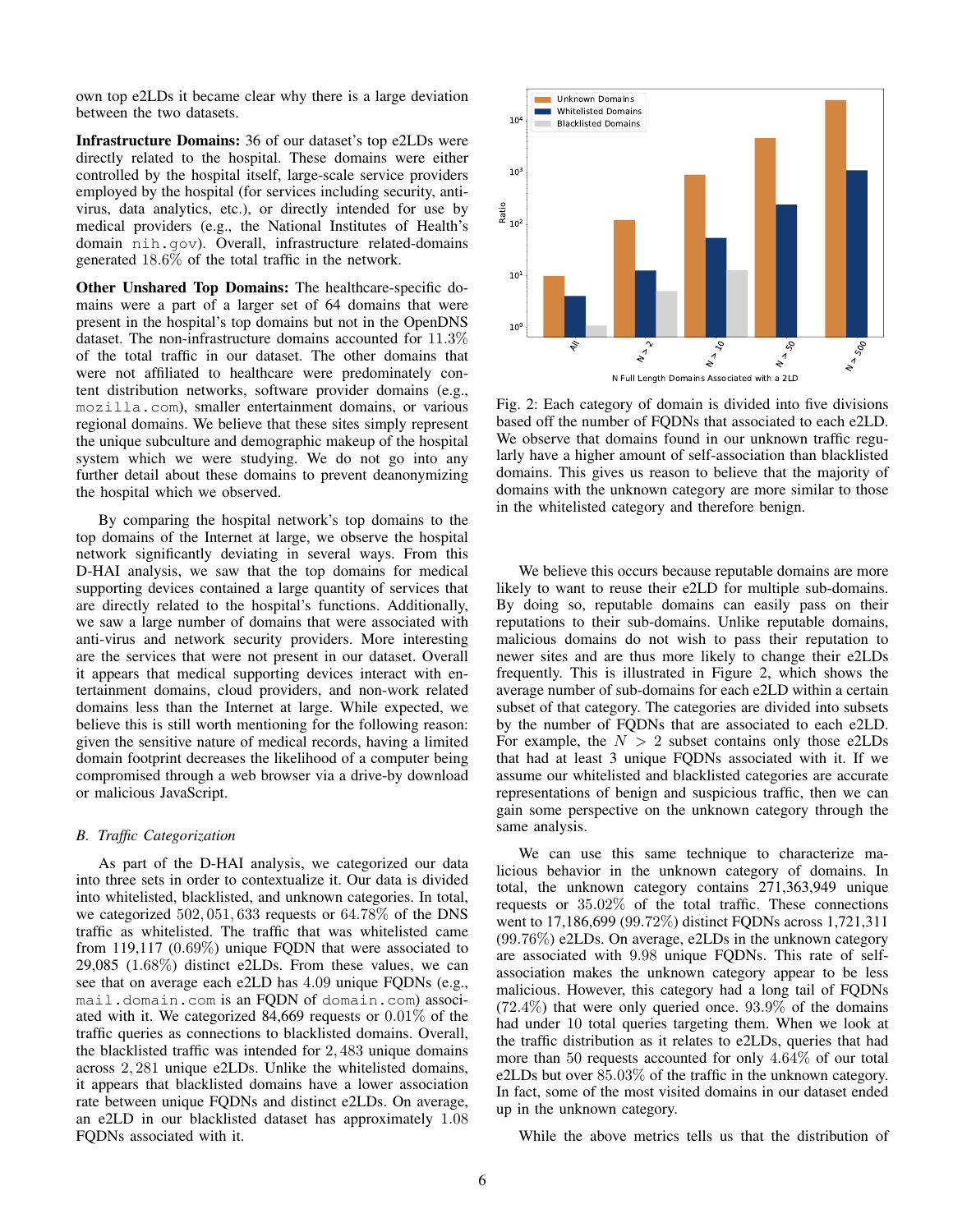own top e2LDs it became clear why there is a large deviation between the two datasets.

**Infrastructure Domains:** 36 of our dataset's top e2LDs were directly related to the hospital. These domains were either controlled by the hospital itself, large-scale service providers employed by the hospital (for services including security, anti-virus, data analytics, etc.), or directly intended for use by medical providers (e.g., the National Institutes of Health's domain `nih.gov`). Overall, infrastructure related-domains generated $18.6\%$ of the total traffic in the network.

**Other Unshared Top Domains:** The healthcare-specific domains were a part of a larger set of 64 domains that were present in the hospital's top domains but not in the OpenDNS dataset. The non-infrastructure domains accounted for $11.3\%$ of the total traffic in our dataset. The other domains that were not affiliated to healthcare were predominately content distribution networks, software provider domains (e.g., `mozilla.com`), smaller entertainment domains, or various regional domains. We believe that these sites simply represent the unique subculture and demographic makeup of the hospital system which we were studying. We do not go into any further detail about these domains to prevent deanonymizing the hospital which we observed.

By comparing the hospital network's top domains to the top domains of the Internet at large, we observe the hospital network significantly deviating in several ways. From this D-HAI analysis, we saw that the top domains for medical supporting devices contained a large quantity of services that are directly related to the hospital's functions. Additionally, we saw a large number of domains that were associated with anti-virus and network security providers. More interesting are the services that were not present in our dataset. Overall it appears that medical supporting devices interact with entertainment domains, cloud providers, and non-work related domains less than the Internet at large. While expected, we believe this is still worth mentioning for the following reason: given the sensitive nature of medical records, having a limited domain footprint decreases the likelihood of a computer being compromised through a web browser via a drive-by download or malicious JavaScript.

### *B. Traffic Categorization*

As part of the D-HAI analysis, we categorized our data into three sets in order to contextualize it. Our data is divided into whitelisted, blacklisted, and unknown categories. In total, we categorized $502,051,633$ requests or $64.78\%$ of the DNS traffic as whitelisted. The traffic that was whitelisted came from 119,117 ($0.69\%$) unique FQDN that were associated to 29,085 ($1.68\%$) distinct e2LDs. From these values, we can see that on average each e2LD has $4.09$ unique FQDNs (e.g., `mail.domain.com` is an FQDN of `domain.com`) associated with it. We categorized 84,669 requests or $0.01\%$ of the traffic queries as connections to blacklisted domains. Overall, the blacklisted traffic was intended for $2,483$ unique domains across $2,281$ unique e2LDs. Unlike the whitelisted domains, it appears that blacklisted domains have a lower association rate between unique FQDNs and distinct e2LDs. On average, an e2LD in our blacklisted dataset has approximately $1.08$ FQDNs associated with it.

Fig. 2: Each category of domain is divided into five divisions based off the number of FQDNs that associated to each e2LD. We observe that domains found in our unknown traffic regularly have a higher amount of self-association than blacklisted domains. This gives us reason to believe that the majority of domains with the unknown category are more similar to those in the whitelisted category and therefore benign.

We believe this occurs because reputable domains are more likely to want to reuse their e2LD for multiple sub-domains. By doing so, reputable domains can easily pass on their reputations to their sub-domains. Unlike reputable domains, malicious domains do not wish to pass their reputation to newer sites and are thus more likely to change their e2LDs frequently. This is illustrated in Figure 2, which shows the average number of sub-domains for each e2LD within a certain subset of that category. The categories are divided into subsets by the number of FQDNs that are associated to each e2LD. For example, the $N > 2$ subset contains only those e2LDs that had at least 3 unique FQDNs associated with it. If we assume our whitelisted and blacklisted categories are accurate representations of benign and suspicious traffic, then we can gain some perspective on the unknown category through the same analysis.

We can use this same technique to characterize malicious behavior in the unknown category of domains. In total, the unknown category contains 271,363,949 unique requests or $35.02\%$ of the total traffic. These connections went to 17,186,699 ($99.72\%$) distinct FQDNs across 1,721,311 ($99.76\%$) e2LDs. On average, e2LDs in the unknown category are associated with $9.98$ unique FQDNs. This rate of self-association makes the unknown category appear to be less malicious. However, this category had a long tail of FQDNs ($72.4\%$) that were only queried once. $93.9\%$ of the domains had under $10$ total queries targeting them. When we look at the traffic distribution as it relates to e2LDs, queries that had more than $50$ requests accounted for only $4.64\%$ of our total e2LDs but over $85.03\%$ of the traffic in the unknown category. In fact, some of the most visited domains in our dataset ended up in the unknown category.

While the above metrics tells us that the distribution of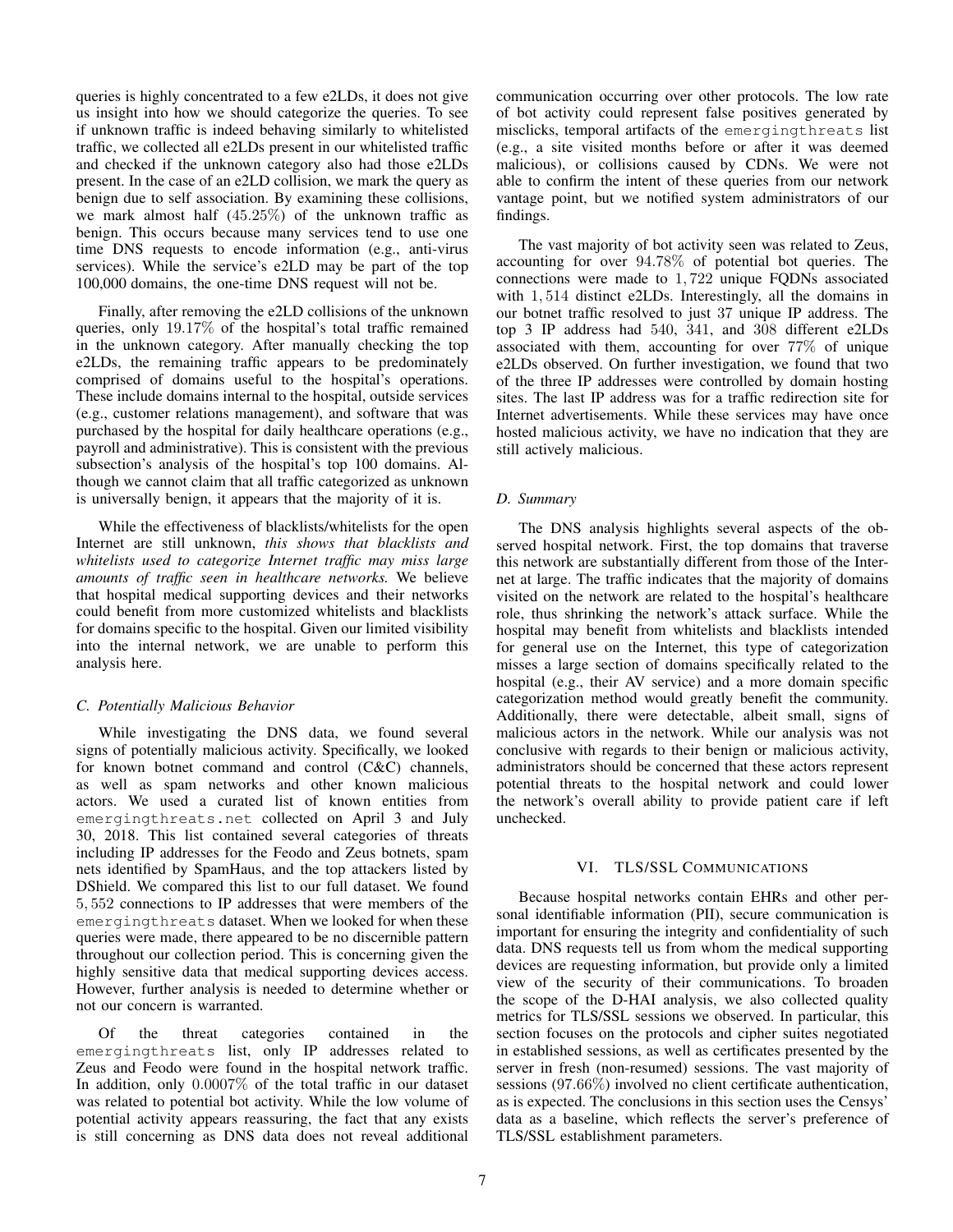queries is highly concentrated to a few e2LDs, it does not give us insight into how we should categorize the queries. To see if unknown traffic is indeed behaving similarly to whitelisted traffic, we collected all e2LDs present in our whitelisted traffic and checked if the unknown category also had those e2LDs present. In the case of an e2LD collision, we mark the query as benign due to self association. By examining these collisions, we mark almost half ($45.25\%$) of the unknown traffic as benign. This occurs because many services tend to use one time DNS requests to encode information (e.g., anti-virus services). While the service's e2LD may be part of the top 100,000 domains, the one-time DNS request will not be.

Finally, after removing the e2LD collisions of the unknown queries, only $19.17\%$ of the hospital's total traffic remained in the unknown category. After manually checking the top e2LDs, the remaining traffic appears to be predominately comprised of domains useful to the hospital's operations. These include domains internal to the hospital, outside services (e.g., customer relations management), and software that was purchased by the hospital for daily healthcare operations (e.g., payroll and administrative). This is consistent with the previous subsection's analysis of the hospital's top 100 domains. Although we cannot claim that all traffic categorized as unknown is universally benign, it appears that the majority of it is.

While the effectiveness of blacklists/whitelists for the open Internet are still unknown, *this shows that blacklists and whitelists used to categorize Internet traffic may miss large amounts of traffic seen in healthcare networks.* We believe that hospital medical supporting devices and their networks could benefit from more customized whitelists and blacklists for domains specific to the hospital. Given our limited visibility into the internal network, we are unable to perform this analysis here.

### C. Potentially Malicious Behavior

While investigating the DNS data, we found several signs of potentially malicious activity. Specifically, we looked for known botnet command and control (C&C) channels, as well as spam networks and other known malicious actors. We used a curated list of known entities from `emergingthreats.net` collected on April 3 and July 30, 2018. This list contained several categories of threats including IP addresses for the Feodo and Zeus botnets, spam nets identified by SpamHaus, and the top attackers listed by DShield. We compared this list to our full dataset. We found $5,552$ connections to IP addresses that were members of the `emergingthreats` dataset. When we looked for when these queries were made, there appeared to be no discernible pattern throughout our collection period. This is concerning given the highly sensitive data that medical supporting devices access. However, further analysis is needed to determine whether or not our concern is warranted.

Of the threat categories contained in the `emergingthreats` list, only IP addresses related to Zeus and Feodo were found in the hospital network traffic. In addition, only $0.0007\%$ of the total traffic in our dataset was related to potential bot activity. While the low volume of potential activity appears reassuring, the fact that any exists is still concerning as DNS data does not reveal additional communication occurring over other protocols. The low rate of bot activity could represent false positives generated by misclicks, temporal artifacts of the `emergingthreats` list (e.g., a site visited months before or after it was deemed malicious), or collisions caused by CDNs. We were not able to confirm the intent of these queries from our network vantage point, but we notified system administrators of our findings.

The vast majority of bot activity seen was related to Zeus, accounting for over $94.78\%$ of potential bot queries. The connections were made to $1,722$ unique FQDNs associated with $1,514$ distinct e2LDs. Interestingly, all the domains in our botnet traffic resolved to just 37 unique IP address. The top 3 IP address had $540$, $341$, and $308$ different e2LDs associated with them, accounting for over $77\%$ of unique e2LDs observed. On further investigation, we found that two of the three IP addresses were controlled by domain hosting sites. The last IP address was for a traffic redirection site for Internet advertisements. While these services may have once hosted malicious activity, we have no indication that they are still actively malicious.

### D. Summary

The DNS analysis highlights several aspects of the observed hospital network. First, the top domains that traverse this network are substantially different from those of the Internet at large. The traffic indicates that the majority of domains visited on the network are related to the hospital's healthcare role, thus shrinking the network's attack surface. While the hospital may benefit from whitelists and blacklists intended for general use on the Internet, this type of categorization misses a large section of domains specifically related to the hospital (e.g., their AV service) and a more domain specific categorization method would greatly benefit the community. Additionally, there were detectable, albeit small, signs of malicious actors in the network. While our analysis was not conclusive with regards to their benign or malicious activity, administrators should be concerned that these actors represent potential threats to the hospital network and could lower the network's overall ability to provide patient care if left unchecked.

## VI. TLS/SSL Communications

Because hospital networks contain EHRs and other personal identifiable information (PII), secure communication is important for ensuring the integrity and confidentiality of such data. DNS requests tell us from whom the medical supporting devices are requesting information, but provide only a limited view of the security of their communications. To broaden the scope of the D-HAI analysis, we also collected quality metrics for TLS/SSL sessions we observed. In particular, this section focuses on the protocols and cipher suites negotiated in established sessions, as well as certificates presented by the server in fresh (non-resumed) sessions. The vast majority of sessions ($97.66\%$) involved no client certificate authentication, as is expected. The conclusions in this section uses the Censys' data as a baseline, which reflects the server's preference of TLS/SSL establishment parameters.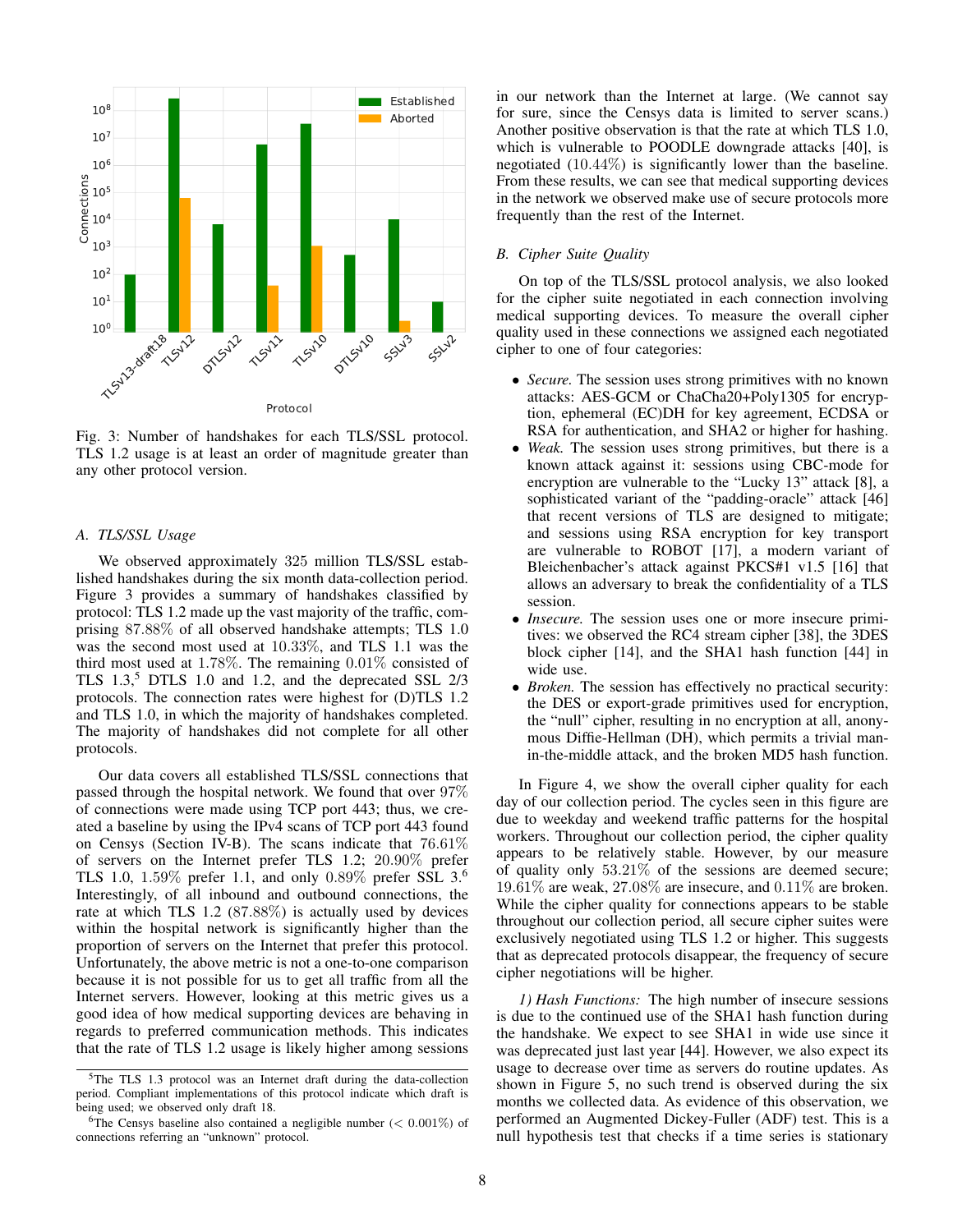Fig. 3: Number of handshakes for each TLS/SSL protocol. TLS 1.2 usage is at least an order of magnitude greater than any other protocol version.

### A. TLS/SSL Usage

We observed approximately 325 million TLS/SSL established handshakes during the six month data-collection period. Figure 3 provides a summary of handshakes classified by protocol: TLS 1.2 made up the vast majority of the traffic, comprising 87.88% of all observed handshake attempts; TLS 1.0 was the second most used at 10.33%, and TLS 1.1 was the third most used at 1.78%. The remaining 0.01% consisted of TLS 1.3,[5] DTLS 1.0 and 1.2, and the deprecated SSL 2/3 protocols. The connection rates were highest for (D)TLS 1.2 and TLS 1.0, in which the majority of handshakes completed. The majority of handshakes did not complete for all other protocols.

Our data covers all established TLS/SSL connections that passed through the hospital network. We found that over 97% of connections were made using TCP port 443; thus, we created a baseline by using the IPv4 scans of TCP port 443 found on Censys (Section IV-B). The scans indicate that 76.61% of servers on the Internet prefer TLS 1.2; 20.90% prefer TLS 1.0, 1.59% prefer 1.1, and only 0.89% prefer SSL 3.[6] Interestingly, of all inbound and outbound connections, the rate at which TLS 1.2 (87.88%) is actually used by devices within the hospital network is significantly higher than the proportion of servers on the Internet that prefer this protocol. Unfortunately, the above metric is not a one-to-one comparison because it is not possible for us to get all traffic from all the Internet servers. However, looking at this metric gives us a good idea of how medical supporting devices are behaving in regards to preferred communication methods. This indicates that the rate of TLS 1.2 usage is likely higher among sessions in our network than the Internet at large. (We cannot say for sure, since the Censys data is limited to server scans.) Another positive observation is that the rate at which TLS 1.0, which is vulnerable to POODLE downgrade attacks [40], is negotiated (10.44%) is significantly lower than the baseline. From these results, we can see that medical supporting devices in the network we observed make use of secure protocols more frequently than the rest of the Internet.

[5] The TLS 1.3 protocol was an Internet draft during the data-collection period. Compliant implementations of this protocol indicate which draft is being used; we observed only draft 18.

[6] The Censys baseline also contained a negligible number ($< 0.001\%$) of connections referring an "unknown" protocol.

### B. Cipher Suite Quality

On top of the TLS/SSL protocol analysis, we also looked for the cipher suite negotiated in each connection involving medical supporting devices. To measure the overall cipher quality used in these connections we assigned each negotiated cipher to one of four categories:

- *Secure.* The session uses strong primitives with no known attacks: AES-GCM or ChaCha20+Poly1305 for encryption, ephemeral (EC)DH for key agreement, ECDSA or RSA for authentication, and SHA2 or higher for hashing.
- *Weak.* The session uses strong primitives, but there is a known attack against it: sessions using CBC-mode for encryption are vulnerable to the "Lucky 13" attack [8], a sophisticated variant of the "padding-oracle" attack [46] that recent versions of TLS are designed to mitigate; and sessions using RSA encryption for key transport are vulnerable to ROBOT [17], a modern variant of Bleichenbacher's attack against PKCS#1 v1.5 [16] that allows an adversary to break the confidentiality of a TLS session.
- *Insecure.* The session uses one or more insecure primitives: we observed the RC4 stream cipher [38], the 3DES block cipher [14], and the SHA1 hash function [44] in wide use.
- *Broken.* The session has effectively no practical security: the DES or export-grade primitives used for encryption, the "null" cipher, resulting in no encryption at all, anonymous Diffie-Hellman (DH), which permits a trivial man-in-the-middle attack, and the broken MD5 hash function.

In Figure 4, we show the overall cipher quality for each day of our collection period. The cycles seen in this figure are due to weekday and weekend traffic patterns for the hospital workers. Throughout our collection period, the cipher quality appears to be relatively stable. However, by our measure of quality only 53.21% of the sessions are deemed secure; 19.61% are weak, 27.08% are insecure, and 0.11% are broken. While the cipher quality for connections appears to be stable throughout our collection period, all secure cipher suites were exclusively negotiated using TLS 1.2 or higher. This suggests that as deprecated protocols disappear, the frequency of secure cipher negotiations will be higher.

*1) Hash Functions:* The high number of insecure sessions is due to the continued use of the SHA1 hash function during the handshake. We expect to see SHA1 in wide use since it was deprecated just last year [44]. However, we also expect its usage to decrease over time as servers do routine updates. As shown in Figure 5, no such trend is observed during the six months we collected data. As evidence of this observation, we performed an Augmented Dickey-Fuller (ADF) test. This is a null hypothesis test that checks if a time series is stationary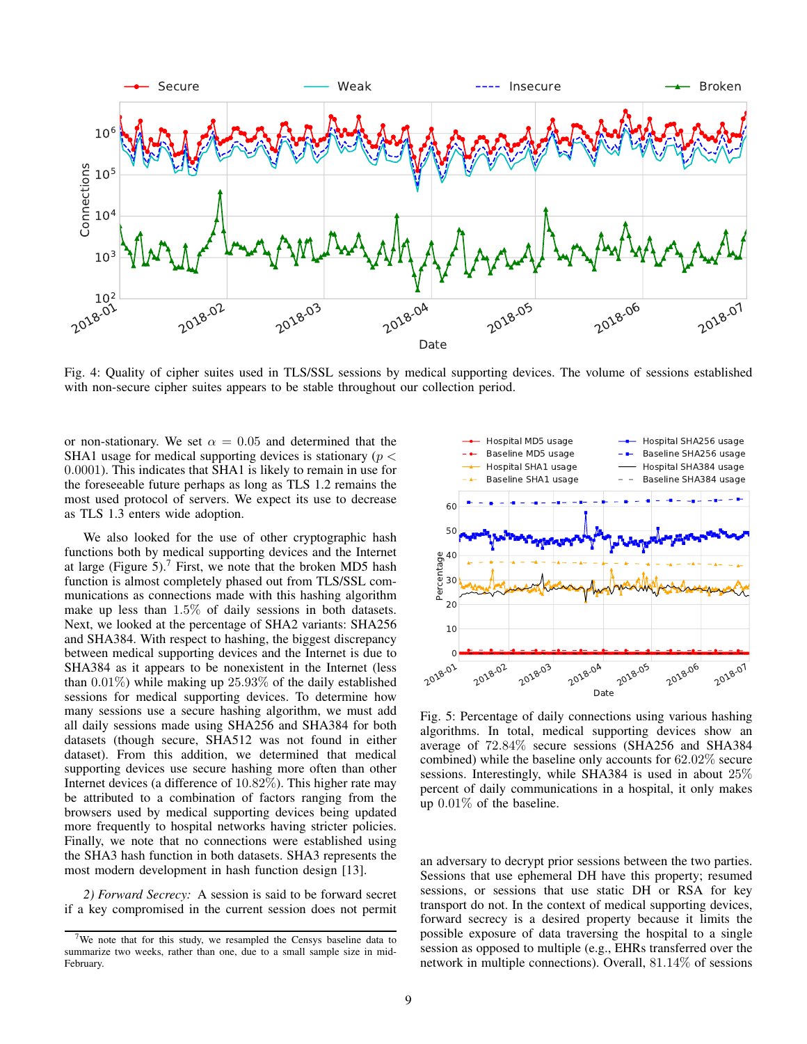Fig. 4: Quality of cipher suites used in TLS/SSL sessions by medical supporting devices. The volume of sessions established with non-secure cipher suites appears to be stable throughout our collection period.

or non-stationary. We set $\alpha = 0.05$ and determined that the SHA1 usage for medical supporting devices is stationary ($p < 0.0001$). This indicates that SHA1 is likely to remain in use for the foreseeable future perhaps as long as TLS 1.2 remains the most used protocol of servers. We expect its use to decrease as TLS 1.3 enters wide adoption.

We also looked for the use of other cryptographic hash functions both by medical supporting devices and the Internet at large (Figure 5).[7] First, we note that the broken MD5 hash function is almost completely phased out from TLS/SSL communications as connections made with this hashing algorithm make up less than 1.5% of daily sessions in both datasets. Next, we looked at the percentage of SHA2 variants: SHA256 and SHA384. With respect to hashing, the biggest discrepancy between medical supporting devices and the Internet is due to SHA384 as it appears to be nonexistent in the Internet (less than 0.01%) while making up 25.93% of the daily established sessions for medical supporting devices. To determine how many sessions use a secure hashing algorithm, we must add all daily sessions made using SHA256 and SHA384 for both datasets (though secure, SHA512 was not found in either dataset). From this addition, we determined that medical supporting devices use secure hashing more often than other Internet devices (a difference of 10.82%). This higher rate may be attributed to a combination of factors ranging from the browsers used by medical supporting devices being updated more frequently to hospital networks having stricter policies. Finally, we note that no connections were established using the SHA3 hash function in both datasets. SHA3 represents the most modern development in hash function design [13].

*2) Forward Secrecy:* A session is said to be forward secret if a key compromised in the current session does not permit an adversary to decrypt prior sessions between the two parties. Sessions that use ephemeral DH have this property; resumed sessions, or sessions that use static DH or RSA for key transport do not. In the context of medical supporting devices, forward secrecy is a desired property because it limits the possible exposure of data traversing the hospital to a single session as opposed to multiple (e.g., EHRs transferred over the network in multiple connections). Overall, 81.14% of sessions

Fig. 5: Percentage of daily connections using various hashing algorithms. In total, medical supporting devices show an average of 72.84% secure sessions (SHA256 and SHA384 combined) while the baseline only accounts for 62.02% secure sessions. Interestingly, while SHA384 is used in about 25% percent of daily communications in a hospital, it only makes up 0.01% of the baseline.

[7] We note that for this study, we resampled the Censys baseline data to summarize two weeks, rather than one, due to a small sample size in mid-February.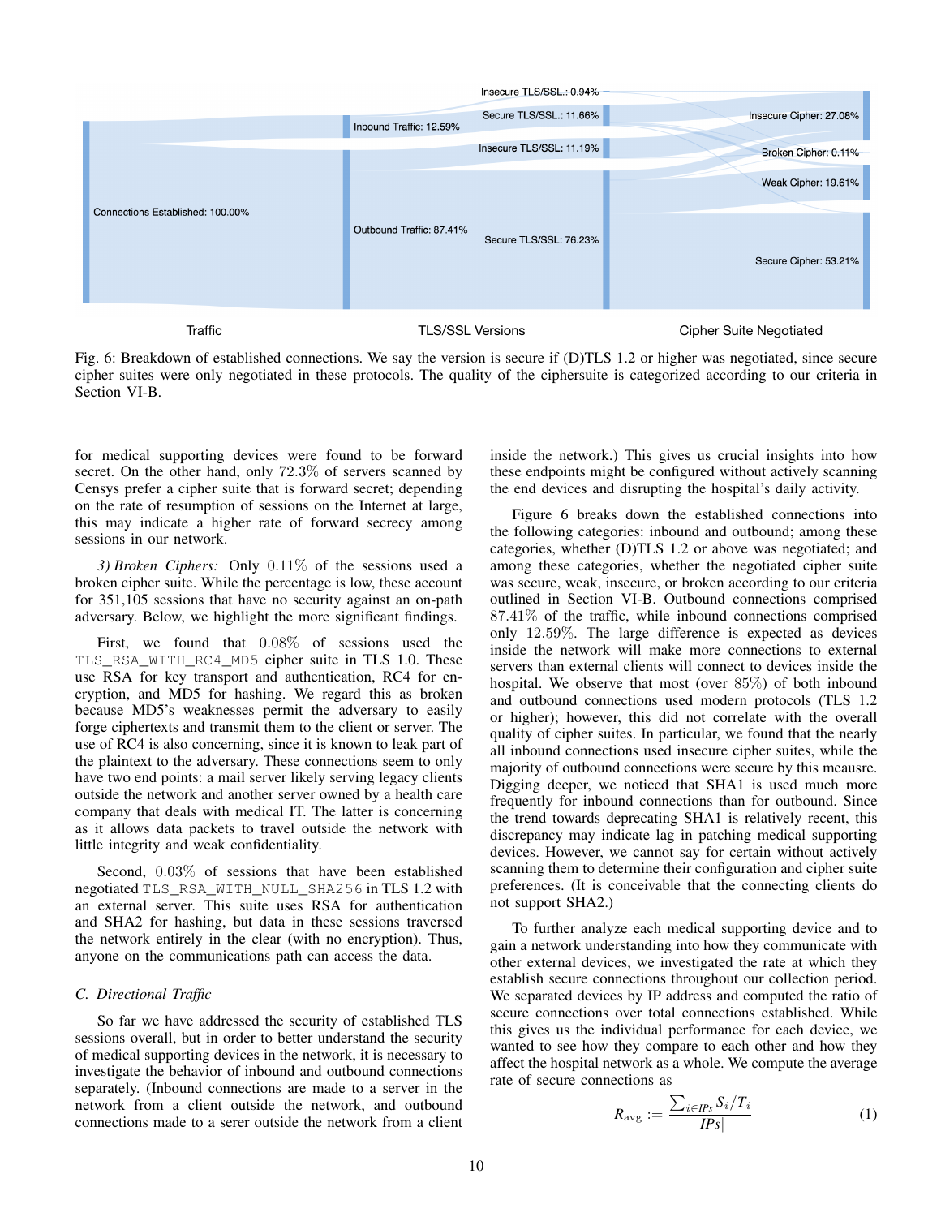Fig. 6: Breakdown of established connections. We say the version is secure if (D)TLS 1.2 or higher was negotiated, since secure cipher suites were only negotiated in these protocols. The quality of the ciphersuite is categorized according to our criteria in Section VI-B.

for medical supporting devices were found to be forward secret. On the other hand, only 72.3% of servers scanned by Censys prefer a cipher suite that is forward secret; depending on the rate of resumption of sessions on the Internet at large, this may indicate a higher rate of forward secrecy among sessions in our network.

*3) Broken Ciphers:* Only 0.11% of the sessions used a broken cipher suite. While the percentage is low, these account for 351,105 sessions that have no security against an on-path adversary. Below, we highlight the more significant findings.

First, we found that 0.08% of sessions used the `TLS_RSA_WITH_RC4_MD5` cipher suite in TLS 1.0. These use RSA for key transport and authentication, RC4 for encryption, and MD5 for hashing. We regard this as broken because MD5's weaknesses permit the adversary to easily forge ciphertexts and transmit them to the client or server. The use of RC4 is also concerning, since it is known to leak part of the plaintext to the adversary. These connections seem to only have two end points: a mail server likely serving legacy clients outside the network and another server owned by a health care company that deals with medical IT. The latter is concerning as it allows data packets to travel outside the network with little integrity and weak confidentiality.

Second, 0.03% of sessions that have been established negotiated `TLS_RSA_WITH_NULL_SHA256` in TLS 1.2 with an external server. This suite uses RSA for authentication and SHA2 for hashing, but data in these sessions traversed the network entirely in the clear (with no encryption). Thus, anyone on the communications path can access the data.

### C. Directional Traffic

So far we have addressed the security of established TLS sessions overall, but in order to better understand the security of medical supporting devices in the network, it is necessary to investigate the behavior of inbound and outbound connections separately. (Inbound connections are made to a server in the network from a client outside the network, and outbound connections made to a serer outside the network from a client inside the network.) This gives us crucial insights into how these endpoints might be configured without actively scanning the end devices and disrupting the hospital's daily activity.

Figure 6 breaks down the established connections into the following categories: inbound and outbound; among these categories, whether (D)TLS 1.2 or above was negotiated; and among these categories, whether the negotiated cipher suite was secure, weak, insecure, or broken according to our criteria outlined in Section VI-B. Outbound connections comprised 87.41% of the traffic, while inbound connections comprised only 12.59%. The large difference is expected as devices inside the network will make more connections to external servers than external clients will connect to devices inside the hospital. We observe that most (over 85%) of both inbound and outbound connections used modern protocols (TLS 1.2 or higher); however, this did not correlate with the overall quality of cipher suites. In particular, we found that the nearly all inbound connections used insecure cipher suites, while the majority of outbound connections were secure by this meausre. Digging deeper, we noticed that SHA1 is used much more frequently for inbound connections than for outbound. Since the trend towards deprecating SHA1 is relatively recent, this discrepancy may indicate lag in patching medical supporting devices. However, we cannot say for certain without actively scanning them to determine their configuration and cipher suite preferences. (It is conceivable that the connecting clients do not support SHA2.)

To further analyze each medical supporting device and to gain a network understanding into how they communicate with other external devices, we investigated the rate at which they establish secure connections throughout our collection period. We separated devices by IP address and computed the ratio of secure connections over total connections established. While this gives us the individual performance for each device, we wanted to see how they compare to each other and how they affect the hospital network as a whole. We compute the average rate of secure connections as

$$R_{\text{avg}} := \frac{\sum_{i \in IPs} S_i / T_i}{|IPs|} \tag{1}$$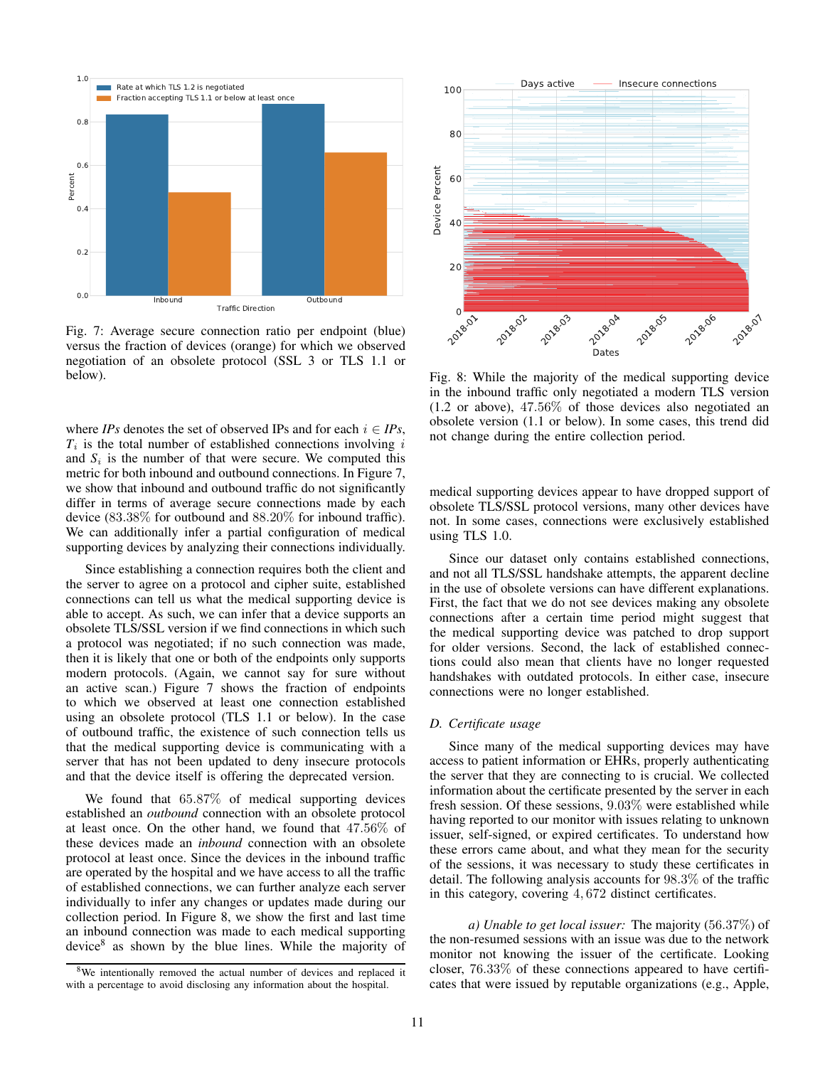Fig. 7: Average secure connection ratio per endpoint (blue) versus the fraction of devices (orange) for which we observed negotiation of an obsolete protocol (SSL 3 or TLS 1.1 or below).

where *IPs* denotes the set of observed IPs and for each $i \in IPs$, $T_i$ is the total number of established connections involving $i$ and $S_i$ is the number of that were secure. We computed this metric for both inbound and outbound connections. In Figure 7, we show that inbound and outbound traffic do not significantly differ in terms of average secure connections made by each device (83.38% for outbound and 88.20% for inbound traffic). We can additionally infer a partial configuration of medical supporting devices by analyzing their connections individually.

Since establishing a connection requires both the client and the server to agree on a protocol and cipher suite, established connections can tell us what the medical supporting device is able to accept. As such, we can infer that a device supports an obsolete TLS/SSL version if we find connections in which such a protocol was negotiated; if no such connection was made, then it is likely that one or both of the endpoints only supports modern protocols. (Again, we cannot say for sure without an active scan.) Figure 7 shows the fraction of endpoints to which we observed at least one connection established using an obsolete protocol (TLS 1.1 or below). In the case of outbound traffic, the existence of such connection tells us that the medical supporting device is communicating with a server that has not been updated to deny insecure protocols and that the device itself is offering the deprecated version.

We found that 65.87% of medical supporting devices established an *outbound* connection with an obsolete protocol at least once. On the other hand, we found that 47.56% of these devices made an *inbound* connection with an obsolete protocol at least once. Since the devices in the inbound traffic are operated by the hospital and we have access to all the traffic of established connections, we can further analyze each server individually to infer any changes or updates made during our collection period. In Figure 8, we show the first and last time an inbound connection was made to each medical supporting device[8] as shown by the blue lines. While the majority of

[8] We intentionally removed the actual number of devices and replaced it with a percentage to avoid disclosing any information about the hospital.

Fig. 8: While the majority of the medical supporting device in the inbound traffic only negotiated a modern TLS version (1.2 or above), 47.56% of those devices also negotiated an obsolete version (1.1 or below). In some cases, this trend did not change during the entire collection period.

medical supporting devices appear to have dropped support of obsolete TLS/SSL protocol versions, many other devices have not. In some cases, connections were exclusively established using TLS 1.0.

Since our dataset only contains established connections, and not all TLS/SSL handshake attempts, the apparent decline in the use of obsolete versions can have different explanations. First, the fact that we do not see devices making any obsolete connections after a certain time period might suggest that the medical supporting device was patched to drop support for older versions. Second, the lack of established connections could also mean that clients have no longer requested handshakes with outdated protocols. In either case, insecure connections were no longer established.

### *D. Certificate usage*

Since many of the medical supporting devices may have access to patient information or EHRs, properly authenticating the server that they are connecting to is crucial. We collected information about the certificate presented by the server in each fresh session. Of these sessions, 9.03% were established while having reported to our monitor with issues relating to unknown issuer, self-signed, or expired certificates. To understand how these errors came about, and what they mean for the security of the sessions, it was necessary to study these certificates in detail. The following analysis accounts for 98.3% of the traffic in this category, covering 4,672 distinct certificates.

*a) Unable to get local issuer:* The majority (56.37%) of the non-resumed sessions with an issue was due to the network monitor not knowing the issuer of the certificate. Looking closer, 76.33% of these connections appeared to have certificates that were issued by reputable organizations (e.g., Apple,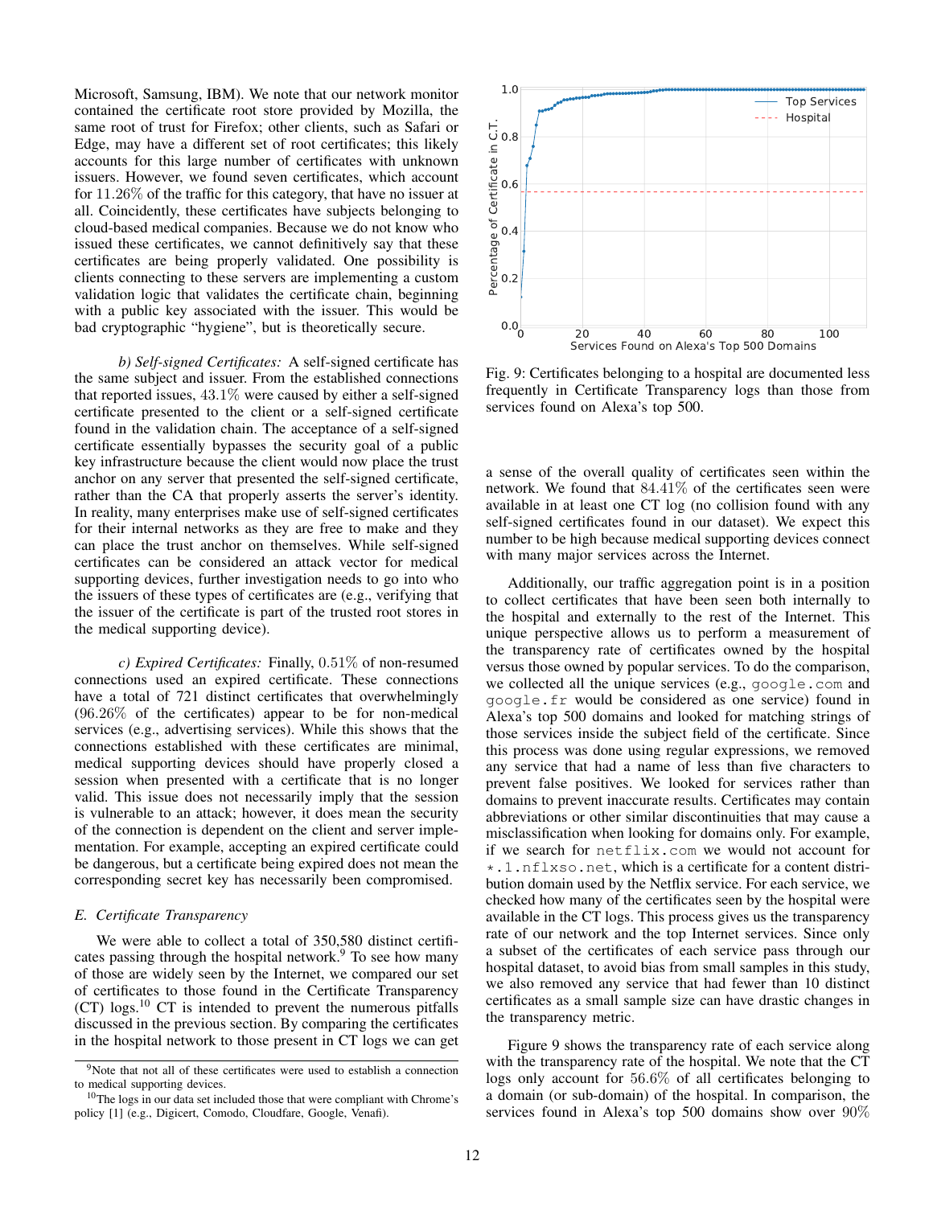Microsoft, Samsung, IBM). We note that our network monitor contained the certificate root store provided by Mozilla, the same root of trust for Firefox; other clients, such as Safari or Edge, may have a different set of root certificates; this likely accounts for this large number of certificates with unknown issuers. However, we found seven certificates, which account for 11.26% of the traffic for this category, that have no issuer at all. Coincidently, these certificates have subjects belonging to cloud-based medical companies. Because we do not know who issued these certificates, we cannot definitively say that these certificates are being properly validated. One possibility is clients connecting to these servers are implementing a custom validation logic that validates the certificate chain, beginning with a public key associated with the issuer. This would be bad cryptographic "hygiene", but is theoretically secure.

*b) Self-signed Certificates:* A self-signed certificate has the same subject and issuer. From the established connections that reported issues, 43.1% were caused by either a self-signed certificate presented to the client or a self-signed certificate found in the validation chain. The acceptance of a self-signed certificate essentially bypasses the security goal of a public key infrastructure because the client would now place the trust anchor on any server that presented the self-signed certificate, rather than the CA that properly asserts the server's identity. In reality, many enterprises make use of self-signed certificates for their internal networks as they are free to make and they can place the trust anchor on themselves. While self-signed certificates can be considered an attack vector for medical supporting devices, further investigation needs to go into who the issuers of these types of certificates are (e.g., verifying that the issuer of the certificate is part of the trusted root stores in the medical supporting device).

*c) Expired Certificates:* Finally, 0.51% of non-resumed connections used an expired certificate. These connections have a total of 721 distinct certificates that overwhelmingly (96.26% of the certificates) appear to be for non-medical services (e.g., advertising services). While this shows that the connections established with these certificates are minimal, medical supporting devices should have properly closed a session when presented with a certificate that is no longer valid. This issue does not necessarily imply that the session is vulnerable to an attack; however, it does mean the security of the connection is dependent on the client and server implementation. For example, accepting an expired certificate could be dangerous, but a certificate being expired does not mean the corresponding secret key has necessarily been compromised.

### E. Certificate Transparency

We were able to collect a total of 350,580 distinct certificates passing through the hospital network.[9] To see how many of those are widely seen by the Internet, we compared our set of certificates to those found in the Certificate Transparency (CT) logs.[10] CT is intended to prevent the numerous pitfalls discussed in the previous section. By comparing the certificates in the hospital network to those present in CT logs we can get a sense of the overall quality of certificates seen within the network. We found that 84.41% of the certificates seen were available in at least one CT log (no collision found with any self-signed certificates found in our dataset). We expect this number to be high because medical supporting devices connect with many major services across the Internet.

Fig. 9: Certificates belonging to a hospital are documented less frequently in Certificate Transparency logs than those from services found on Alexa's top 500.

Additionally, our traffic aggregation point is in a position to collect certificates that have been seen both internally to the hospital and externally to the rest of the Internet. This unique perspective allows us to perform a measurement of the transparency rate of certificates owned by the hospital versus those owned by popular services. To do the comparison, we collected all the unique services (e.g., `google.com` and `google.fr` would be considered as one service) found in Alexa's top 500 domains and looked for matching strings of those services inside the subject field of the certificate. Since this process was done using regular expressions, we removed any service that had a name of less than five characters to prevent false positives. We looked for services rather than domains to prevent inaccurate results. Certificates may contain abbreviations or other similar discontinuities that may cause a misclassification when looking for domains only. For example, if we search for `netflix.com` we would not account for `*.1.nflxso.net`, which is a certificate for a content distribution domain used by the Netflix service. For each service, we checked how many of the certificates seen by the hospital were available in the CT logs. This process gives us the transparency rate of our network and the top Internet services. Since only a subset of the certificates of each service pass through our hospital dataset, to avoid bias from small samples in this study, we also removed any service that had fewer than 10 distinct certificates as a small sample size can have drastic changes in the transparency metric.

Figure 9 shows the transparency rate of each service along with the transparency rate of the hospital. We note that the CT logs only account for 56.6% of all certificates belonging to a domain (or sub-domain) of the hospital. In comparison, the services found in Alexa's top 500 domains show over 90%

[9] Note that not all of these certificates were used to establish a connection to medical supporting devices.

[10] The logs in our data set included those that were compliant with Chrome's policy [1] (e.g., Digicert, Comodo, Cloudfare, Google, Venafi).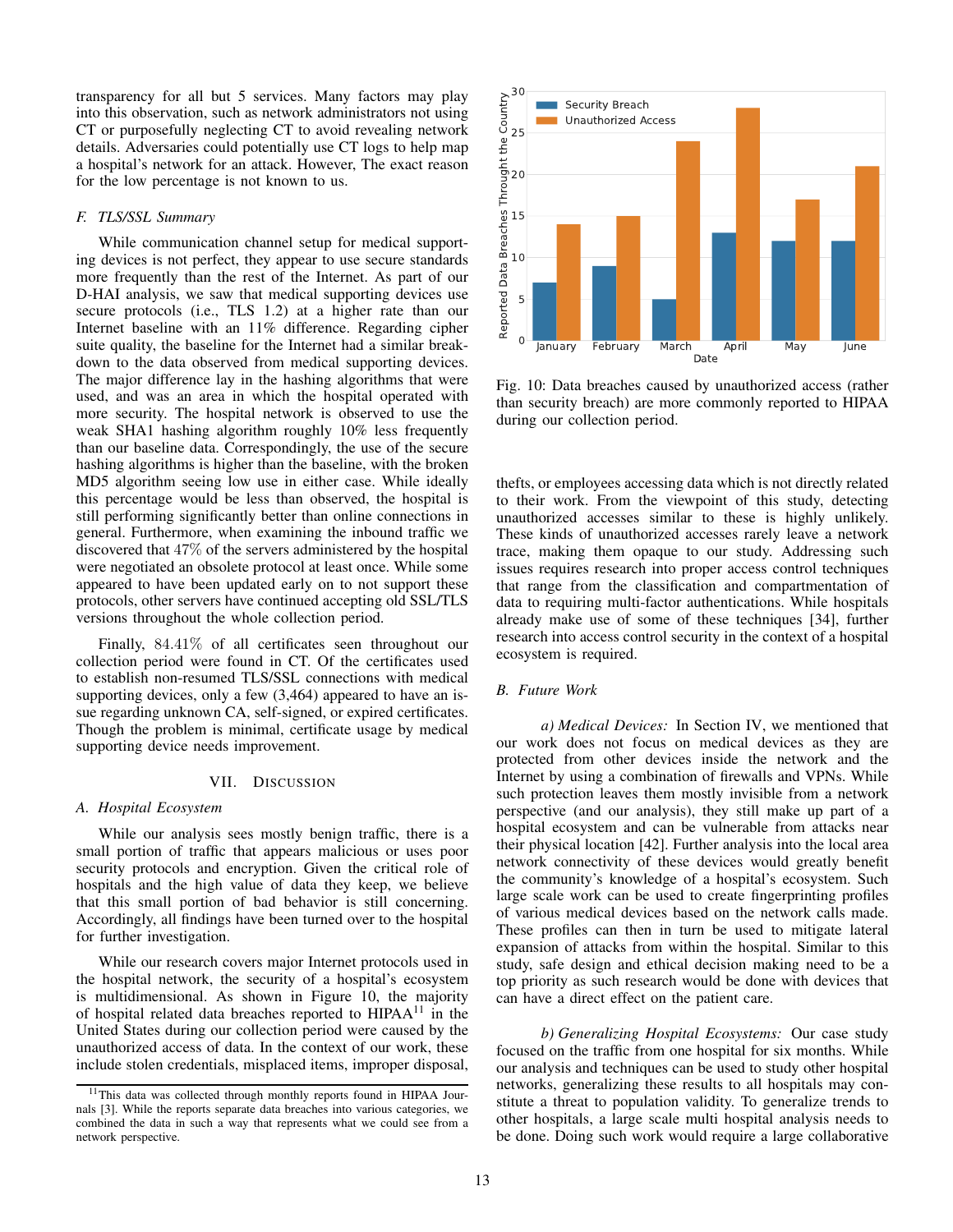transparency for all but 5 services. Many factors may play into this observation, such as network administrators not using CT or purposefully neglecting CT to avoid revealing network details. Adversaries could potentially use CT logs to help map a hospital's network for an attack. However, The exact reason for the low percentage is not known to us.

### F. TLS/SSL Summary

While communication channel setup for medical supporting devices is not perfect, they appear to use secure standards more frequently than the rest of the Internet. As part of our D-HAI analysis, we saw that medical supporting devices use secure protocols (i.e., TLS 1.2) at a higher rate than our Internet baseline with an 11% difference. Regarding cipher suite quality, the baseline for the Internet had a similar breakdown to the data observed from medical supporting devices. The major difference lay in the hashing algorithms that were used, and was an area in which the hospital operated with more security. The hospital network is observed to use the weak SHA1 hashing algorithm roughly 10% less frequently than our baseline data. Correspondingly, the use of the secure hashing algorithms is higher than the baseline, with the broken MD5 algorithm seeing low use in either case. While ideally this percentage would be less than observed, the hospital is still performing significantly better than online connections in general. Furthermore, when examining the inbound traffic we discovered that 47% of the servers administered by the hospital were negotiated an obsolete protocol at least once. While some appeared to have been updated early on to not support these protocols, other servers have continued accepting old SSL/TLS versions throughout the whole collection period.

Finally, 84.41% of all certificates seen throughout our collection period were found in CT. Of the certificates used to establish non-resumed TLS/SSL connections with medical supporting devices, only a few (3,464) appeared to have an issue regarding unknown CA, self-signed, or expired certificates. Though the problem is minimal, certificate usage by medical supporting device needs improvement.

## VII. Discussion

### A. Hospital Ecosystem

While our analysis sees mostly benign traffic, there is a small portion of traffic that appears malicious or uses poor security protocols and encryption. Given the critical role of hospitals and the high value of data they keep, we believe that this small portion of bad behavior is still concerning. Accordingly, all findings have been turned over to the hospital for further investigation.

While our research covers major Internet protocols used in the hospital network, the security of a hospital's ecosystem is multidimensional. As shown in Figure 10, the majority of hospital related data breaches reported to HIPAA[11] in the United States during our collection period were caused by the unauthorized access of data. In the context of our work, these include stolen credentials, misplaced items, improper disposal, thefts, or employees accessing data which is not directly related to their work. From the viewpoint of this study, detecting unauthorized accesses similar to these is highly unlikely. These kinds of unauthorized accesses rarely leave a network trace, making them opaque to our study. Addressing such issues requires research into proper access control techniques that range from the classification and compartmentation of data to requiring multi-factor authentications. While hospitals already make use of some of these techniques [34], further research into access control security in the context of a hospital ecosystem is required.

| Date | Security Breach | Unauthorized Access |
|---|---|---|
| January | 7 | 14 |
| February | 9 | 15 |
| March | 5 | 24 |
| April | 13 | 28 |
| May | 12 | 17 |
| June | 12 | 21 |

Fig. 10: Data breaches caused by unauthorized access (rather than security breach) are more commonly reported to HIPAA during our collection period.

[11] This data was collected through monthly reports found in HIPAA Journals [3]. While the reports separate data breaches into various categories, we combined the data in such a way that represents what we could see from a network perspective.

### B. Future Work

*a) Medical Devices:* In Section IV, we mentioned that our work does not focus on medical devices as they are protected from other devices inside the network and the Internet by using a combination of firewalls and VPNs. While such protection leaves them mostly invisible from a network perspective (and our analysis), they still make up part of a hospital ecosystem and can be vulnerable from attacks near their physical location [42]. Further analysis into the local area network connectivity of these devices would greatly benefit the community's knowledge of a hospital's ecosystem. Such large scale work can be used to create fingerprinting profiles of various medical devices based on the network calls made. These profiles can then in turn be used to mitigate lateral expansion of attacks from within the hospital. Similar to this study, safe design and ethical decision making need to be a top priority as such research would be done with devices that can have a direct effect on the patient care.

*b) Generalizing Hospital Ecosystems:* Our case study focused on the traffic from one hospital for six months. While our analysis and techniques can be used to study other hospital networks, generalizing these results to all hospitals may constitute a threat to population validity. To generalize trends to other hospitals, a large scale multi hospital analysis needs to be done. Doing such work would require a large collaborative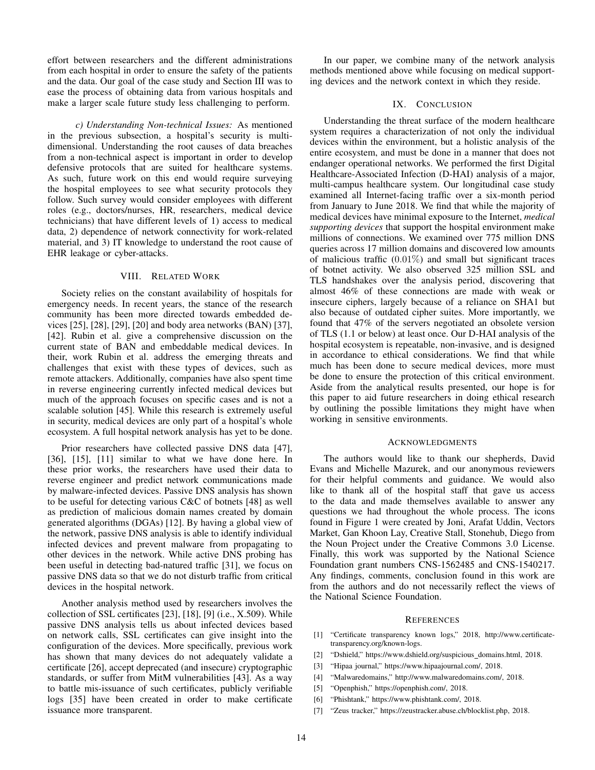effort between researchers and the different administrations from each hospital in order to ensure the safety of the patients and the data. Our goal of the case study and Section III was to ease the process of obtaining data from various hospitals and make a larger scale future study less challenging to perform.

*c) Understanding Non-technical Issues:* As mentioned in the previous subsection, a hospital's security is multi-dimensional. Understanding the root causes of data breaches from a non-technical aspect is important in order to develop defensive protocols that are suited for healthcare systems. As such, future work on this end would require surveying the hospital employees to see what security protocols they follow. Such survey would consider employees with different roles (e.g., doctors/nurses, HR, researchers, medical device technicians) that have different levels of 1) access to medical data, 2) dependence of network connectivity for work-related material, and 3) IT knowledge to understand the root cause of EHR leakage or cyber-attacks.

## VIII. Related Work

Society relies on the constant availability of hospitals for emergency needs. In recent years, the stance of the research community has been more directed towards embedded devices [25], [28], [29], [20] and body area networks (BAN) [37], [42]. Rubin et al. give a comprehensive discussion on the current state of BAN and embeddable medical devices. In their, work Rubin et al. address the emerging threats and challenges that exist with these types of devices, such as remote attackers. Additionally, companies have also spent time in reverse engineering currently infected medical devices but much of the approach focuses on specific cases and is not a scalable solution [45]. While this research is extremely useful in security, medical devices are only part of a hospital's whole ecosystem. A full hospital network analysis has yet to be done.

Prior researchers have collected passive DNS data [47], [36], [15], [11] similar to what we have done here. In these prior works, the researchers have used their data to reverse engineer and predict network communications made by malware-infected devices. Passive DNS analysis has shown to be useful for detecting various C&C of botnets [48] as well as prediction of malicious domain names created by domain generated algorithms (DGAs) [12]. By having a global view of the network, passive DNS analysis is able to identify individual infected devices and prevent malware from propagating to other devices in the network. While active DNS probing has been useful in detecting bad-natured traffic [31], we focus on passive DNS data so that we do not disturb traffic from critical devices in the hospital network.

Another analysis method used by researchers involves the collection of SSL certificates [23], [18], [9] (i.e., X.509). While passive DNS analysis tells us about infected devices based on network calls, SSL certificates can give insight into the configuration of the devices. More specifically, previous work has shown that many devices do not adequately validate a certificate [26], accept deprecated (and insecure) cryptographic standards, or suffer from MitM vulnerabilities [43]. As a way to battle mis-issuance of such certificates, publicly verifiable logs [35] have been created in order to make certificate issuance more transparent.

In our paper, we combine many of the network analysis methods mentioned above while focusing on medical supporting devices and the network context in which they reside.

## IX. Conclusion

Understanding the threat surface of the modern healthcare system requires a characterization of not only the individual devices within the environment, but a holistic analysis of the entire ecosystem, and must be done in a manner that does not endanger operational networks. We performed the first Digital Healthcare-Associated Infection (D-HAI) analysis of a major, multi-campus healthcare system. Our longitudinal case study examined all Internet-facing traffic over a six-month period from January to June 2018. We find that while the majority of medical devices have minimal exposure to the Internet, *medical supporting devices* that support the hospital environment make millions of connections. We examined over 775 million DNS queries across 17 million domains and discovered low amounts of malicious traffic ($0.01\%$) and small but significant traces of botnet activity. We also observed 325 million SSL and TLS handshakes over the analysis period, discovering that almost 46% of these connections are made with weak or insecure ciphers, largely because of a reliance on SHA1 but also because of outdated cipher suites. More importantly, we found that 47% of the servers negotiated an obsolete version of TLS (1.1 or below) at least once. Our D-HAI analysis of the hospital ecosystem is repeatable, non-invasive, and is designed in accordance to ethical considerations. We find that while much has been done to secure medical devices, more must be done to ensure the protection of this critical environment. Aside from the analytical results presented, our hope is for this paper to aid future researchers in doing ethical research by outlining the possible limitations they might have when working in sensitive environments.

## Acknowledgments

The authors would like to thank our shepherds, David Evans and Michelle Mazurek, and our anonymous reviewers for their helpful comments and guidance. We would also like to thank all of the hospital staff that gave us access to the data and made themselves available to answer any questions we had throughout the whole process. The icons found in Figure 1 were created by Joni, Arafat Uddin, Vectors Market, Gan Khoon Lay, Creative Stall, Stonehub, Diego from the Noun Project under the Creative Commons 3.0 License. Finally, this work was supported by the National Science Foundation grant numbers CNS-1562485 and CNS-1540217. Any findings, comments, conclusion found in this work are from the authors and do not necessarily reflect the views of the National Science Foundation.

## References

[1] "Certificate transparency known logs," 2018, http://www.certificate-transparency.org/known-logs.

[2] "Dshield," https://www.dshield.org/suspicious_domains.html, 2018.

[3] "Hipaa journal," https://www.hipaajournal.com/, 2018.

[4] "Malwaredomains," http://www.malwaredomains.com/, 2018.

[5] "Openphish," https://openphish.com/, 2018.

[6] "Phishtank," https://www.phishtank.com/, 2018.

[7] "Zeus tracker," https://zeustracker.abuse.ch/blocklist.php, 2018.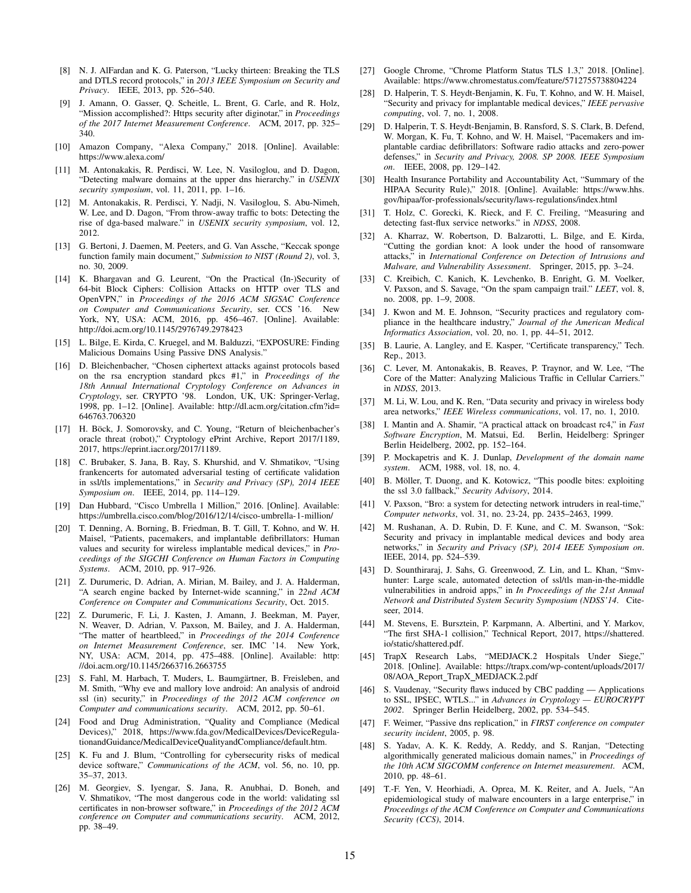[8] N. J. AlFardan and K. G. Paterson, "Lucky thirteen: Breaking the TLS and DTLS record protocols," in *2013 IEEE Symposium on Security and Privacy*. IEEE, 2013, pp. 526–540.

[9] J. Amann, O. Gasser, Q. Scheitle, L. Brent, G. Carle, and R. Holz, "Mission accomplished?: Https security after diginotar," in *Proceedings of the 2017 Internet Measurement Conference*. ACM, 2017, pp. 325–340.

[10] Amazon Company, "Alexa Company," 2018. [Online]. Available: https://www.alexa.com/

[11] M. Antonakakis, R. Perdisci, W. Lee, N. Vasiloglou, and D. Dagon, "Detecting malware domains at the upper dns hierarchy." in *USENIX security symposium*, vol. 11, 2011, pp. 1–16.

[12] M. Antonakakis, R. Perdisci, Y. Nadji, N. Vasiloglou, S. Abu-Nimeh, W. Lee, and D. Dagon, "From throw-away traffic to bots: Detecting the rise of dga-based malware." in *USENIX security symposium*, vol. 12, 2012.

[13] G. Bertoni, J. Daemen, M. Peeters, and G. Van Assche, "Keccak sponge function family main document," *Submission to NIST (Round 2)*, vol. 3, no. 30, 2009.

[14] K. Bhargavan and G. Leurent, "On the Practical (In-)Security of 64-bit Block Ciphers: Collision Attacks on HTTP over TLS and OpenVPN," in *Proceedings of the 2016 ACM SIGSAC Conference on Computer and Communications Security*, ser. CCS '16. New York, NY, USA: ACM, 2016, pp. 456–467. [Online]. Available: http://doi.acm.org/10.1145/2976749.2978423

[15] L. Bilge, E. Kirda, C. Kruegel, and M. Balduzzi, "EXPOSURE: Finding Malicious Domains Using Passive DNS Analysis."

[16] D. Bleichenbacher, "Chosen ciphertext attacks against protocols based on the rsa encryption standard pkcs #1," in *Proceedings of the 18th Annual International Cryptology Conference on Advances in Cryptology*, ser. CRYPTO '98. London, UK, UK: Springer-Verlag, 1998, pp. 1–12. [Online]. Available: http://dl.acm.org/citation.cfm?id=646763.706320

[17] H. Böck, J. Somorovsky, and C. Young, "Return of bleichenbacher's oracle threat (robot)," Cryptology ePrint Archive, Report 2017/1189, 2017, https://eprint.iacr.org/2017/1189.

[18] C. Brubaker, S. Jana, B. Ray, S. Khurshid, and V. Shmatikov, "Using frankencerts for automated adversarial testing of certificate validation in ssl/tls implementations," in *Security and Privacy (SP), 2014 IEEE Symposium on*. IEEE, 2014, pp. 114–129.

[19] Dan Hubbard, "Cisco Umbrella 1 Million," 2016. [Online]. Available: https://umbrella.cisco.com/blog/2016/12/14/cisco-umbrella-1-million/

[20] T. Denning, A. Borning, B. Friedman, B. T. Gill, T. Kohno, and W. H. Maisel, "Patients, pacemakers, and implantable defibrillators: Human values and security for wireless implantable medical devices," in *Proceedings of the SIGCHI Conference on Human Factors in Computing Systems*. ACM, 2010, pp. 917–926.

[21] Z. Durumeric, D. Adrian, A. Mirian, M. Bailey, and J. A. Halderman, "A search engine backed by Internet-wide scanning," in *22nd ACM Conference on Computer and Communications Security*, Oct. 2015.

[22] Z. Durumeric, F. Li, J. Kasten, J. Amann, J. Beekman, M. Payer, N. Weaver, D. Adrian, V. Paxson, M. Bailey, and J. A. Halderman, "The matter of heartbleed," in *Proceedings of the 2014 Conference on Internet Measurement Conference*, ser. IMC '14. New York, NY, USA: ACM, 2014, pp. 475–488. [Online]. Available: http://doi.acm.org/10.1145/2663716.2663755

[23] S. Fahl, M. Harbach, T. Muders, L. Baumgärtner, B. Freisleben, and M. Smith, "Why eve and mallory love android: An analysis of android ssl (in) security," in *Proceedings of the 2012 ACM conference on Computer and communications security*. ACM, 2012, pp. 50–61.

[24] Food and Drug Administration, "Quality and Compliance (Medical Devices)," 2018, https://www.fda.gov/MedicalDevices/DeviceRegulationandGuidance/MedicalDeviceQualityandCompliance/default.htm.

[25] K. Fu and J. Blum, "Controlling for cybersecurity risks of medical device software," *Communications of the ACM*, vol. 56, no. 10, pp. 35–37, 2013.

[26] M. Georgiev, S. Iyengar, S. Jana, R. Anubhai, D. Boneh, and V. Shmatikov, "The most dangerous code in the world: validating ssl certificates in non-browser software," in *Proceedings of the 2012 ACM conference on Computer and communications security*. ACM, 2012, pp. 38–49.

[27] Google Chrome, "Chrome Platform Status TLS 1.3," 2018. [Online]. Available: https://www.chromestatus.com/feature/5712755738804224

[28] D. Halperin, T. S. Heydt-Benjamin, K. Fu, T. Kohno, and W. H. Maisel, "Security and privacy for implantable medical devices," *IEEE pervasive computing*, vol. 7, no. 1, 2008.

[29] D. Halperin, T. S. Heydt-Benjamin, B. Ransford, S. S. Clark, B. Defend, W. Morgan, K. Fu, T. Kohno, and W. H. Maisel, "Pacemakers and implantable cardiac defibrillators: Software radio attacks and zero-power defenses," in *Security and Privacy, 2008. SP 2008. IEEE Symposium on*. IEEE, 2008, pp. 129–142.

[30] Health Insurance Portability and Accountability Act, "Summary of the HIPAA Security Rule)," 2018. [Online]. Available: https://www.hhs.gov/hipaa/for-professionals/security/laws-regulations/index.html

[31] T. Holz, C. Gorecki, K. Rieck, and F. C. Freiling, "Measuring and detecting fast-flux service networks." in *NDSS*, 2008.

[32] A. Kharraz, W. Robertson, D. Balzarotti, L. Bilge, and E. Kirda, "Cutting the gordian knot: A look under the hood of ransomware attacks," in *International Conference on Detection of Intrusions and Malware, and Vulnerability Assessment*. Springer, 2015, pp. 3–24.

[33] C. Kreibich, C. Kanich, K. Levchenko, B. Enright, G. M. Voelker, V. Paxson, and S. Savage, "On the spam campaign trail." *LEET*, vol. 8, no. 2008, pp. 1–9, 2008.

[34] J. Kwon and M. E. Johnson, "Security practices and regulatory compliance in the healthcare industry," *Journal of the American Medical Informatics Association*, vol. 20, no. 1, pp. 44–51, 2012.

[35] B. Laurie, A. Langley, and E. Kasper, "Certificate transparency," Tech. Rep., 2013.

[36] C. Lever, M. Antonakakis, B. Reaves, P. Traynor, and W. Lee, "The Core of the Matter: Analyzing Malicious Traffic in Cellular Carriers." in *NDSS*, 2013.

[37] M. Li, W. Lou, and K. Ren, "Data security and privacy in wireless body area networks," *IEEE Wireless communications*, vol. 17, no. 1, 2010.

[38] I. Mantin and A. Shamir, "A practical attack on broadcast rc4," in *Fast Software Encryption*, M. Matsui, Ed. Berlin, Heidelberg: Springer Berlin Heidelberg, 2002, pp. 152–164.

[39] P. Mockapetris and K. J. Dunlap, *Development of the domain name system*. ACM, 1988, vol. 18, no. 4.

[40] B. Möller, T. Duong, and K. Kotowicz, "This poodle bites: exploiting the ssl 3.0 fallback," *Security Advisory*, 2014.

[41] V. Paxson, "Bro: a system for detecting network intruders in real-time," *Computer networks*, vol. 31, no. 23-24, pp. 2435–2463, 1999.

[42] M. Rushanan, A. D. Rubin, D. F. Kune, and C. M. Swanson, "Sok: Security and privacy in implantable medical devices and body area networks," in *Security and Privacy (SP), 2014 IEEE Symposium on*. IEEE, 2014, pp. 524–539.

[43] D. Sounthiraraj, J. Sahs, G. Greenwood, Z. Lin, and L. Khan, "Smv-hunter: Large scale, automated detection of ssl/tls man-in-the-middle vulnerabilities in android apps," in *In Proceedings of the 21st Annual Network and Distributed System Security Symposium (NDSS'14*. Citeseer, 2014.

[44] M. Stevens, E. Bursztein, P. Karpmann, A. Albertini, and Y. Markov, "The first SHA-1 collision," Technical Report, 2017, https://shattered.io/static/shattered.pdf.

[45] TrapX Research Labs, "MEDJACK.2 Hospitals Under Siege," 2018. [Online]. Available: https://trapx.com/wp-content/uploads/2017/08/AOA_Report_TrapX_MEDJACK.2.pdf

[46] S. Vaudenay, "Security flaws induced by CBC padding — Applications to SSL, IPSEC, WTLS..." in *Advances in Cryptology — EUROCRYPT 2002*. Springer Berlin Heidelberg, 2002, pp. 534–545.

[47] F. Weimer, "Passive dns replication," in *FIRST conference on computer security incident*, 2005, p. 98.

[48] S. Yadav, A. K. K. Reddy, A. Reddy, and S. Ranjan, "Detecting algorithmically generated malicious domain names," in *Proceedings of the 10th ACM SIGCOMM conference on Internet measurement*. ACM, 2010, pp. 48–61.

[49] T.-F. Yen, V. Heorhiadi, A. Oprea, M. K. Reiter, and A. Juels, "An epidemiological study of malware encounters in a large enterprise," in *Proceedings of the ACM Conference on Computer and Communications Security (CCS)*, 2014.